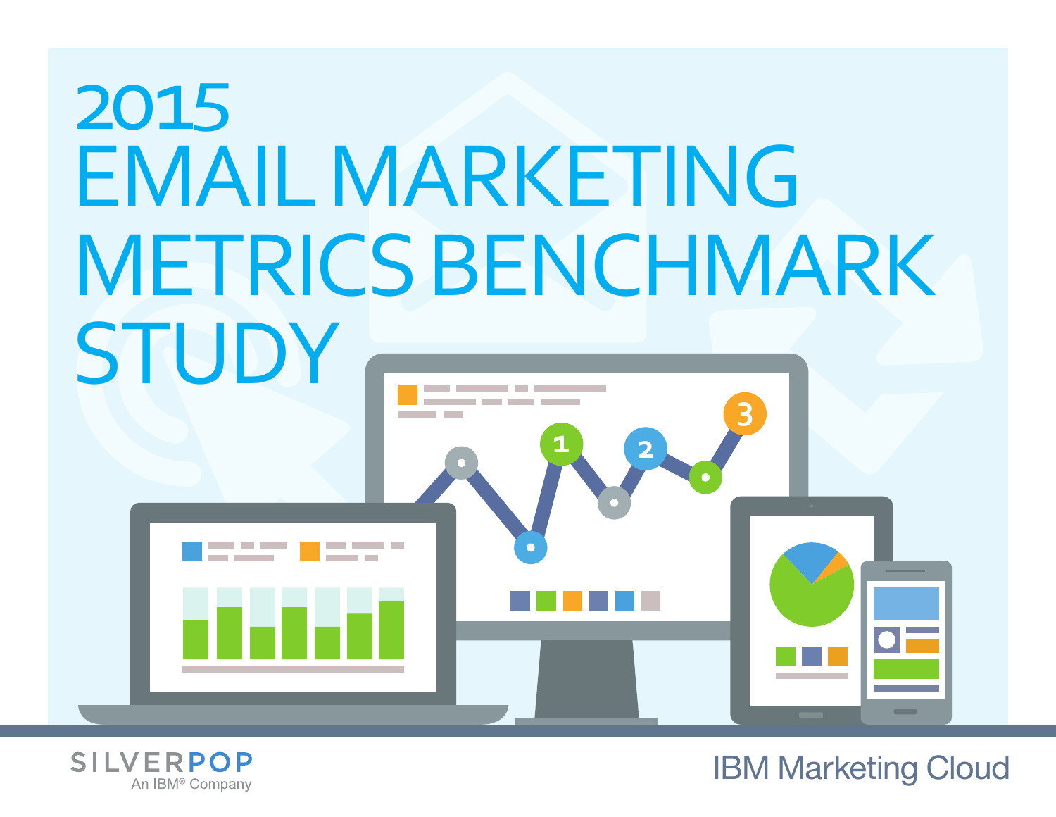# 2015 EMAIL MARKETING METRICS BENCHMARK STUDY

SILVERPOP
An IBM® Company

IBM Marketing Cloud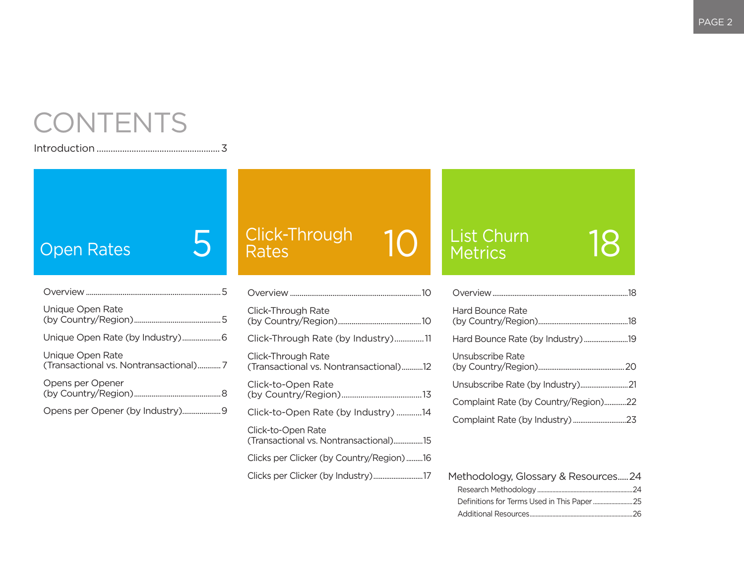# CONTENTS

Introduction ........................................................ 3

## Open Rates 5

- Overview ........................................................ 5
- Unique Open Rate (by Country/Region) ........................................................ 5
- Unique Open Rate (by Industry) ........................................................ 6
- Unique Open Rate (Transactional vs. Nontransactional) ........................................................ 7
- Opens per Opener (by Country/Region) ........................................................ 8
- Opens per Opener (by Industry) ........................................................ 9

## Click-Through Rates 10

- Overview ........................................................ 10
- Click-Through Rate (by Country/Region) ........................................................ 10
- Click-Through Rate (by Industry) ........................................................ 11
- Click-Through Rate (Transactional vs. Nontransactional) ........................................................ 12
- Click-to-Open Rate (by Country/Region) ........................................................ 13
- Click-to-Open Rate (by Industry) ........................................................ 14
- Click-to-Open Rate (Transactional vs. Nontransactional) ........................................................ 15
- Clicks per Clicker (by Country/Region) ........................................................ 16
- Clicks per Clicker (by Industry) ........................................................ 17

## List Churn Metrics 18

- Overview ........................................................ 18
- Hard Bounce Rate (by Country/Region) ........................................................ 18
- Hard Bounce Rate (by Industry) ........................................................ 19
- Unsubscribe Rate (by Country/Region) ........................................................ 20
- Unsubscribe Rate (by Industry) ........................................................ 21
- Complaint Rate (by Country/Region) ........................................................ 22
- Complaint Rate (by Industry) ........................................................ 23

## Methodology, Glossary & Resources ..... 24

- Research Methodology ........................................................ 24
- Definitions for Terms Used in This Paper ........................................................ 25
- Additional Resources ........................................................ 26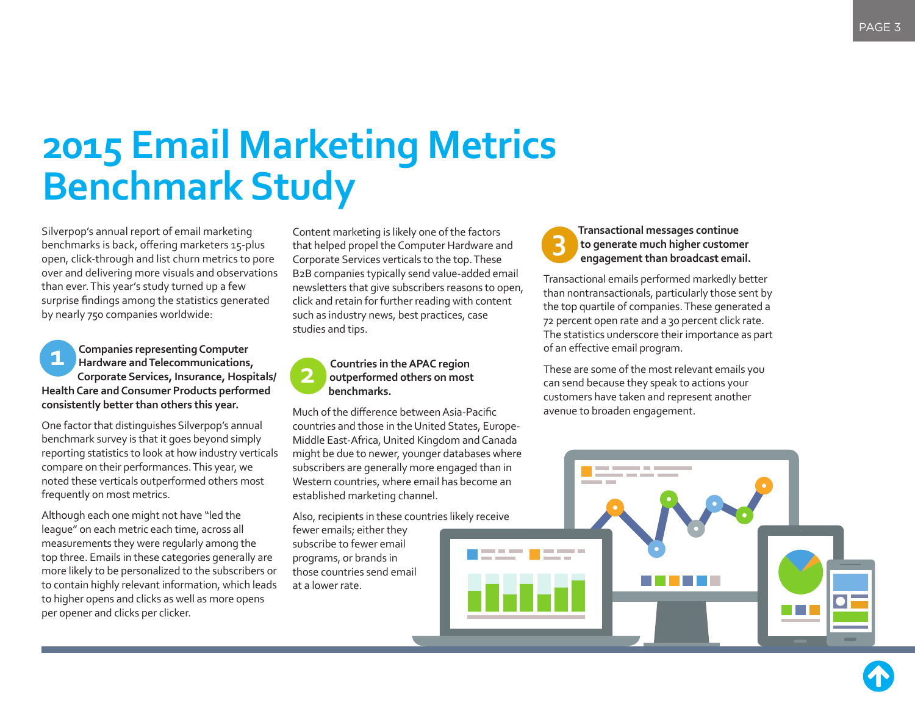# 2015 Email Marketing Metrics Benchmark Study

Silverpop's annual report of email marketing benchmarks is back, offering marketers 15-plus open, click-through and list churn metrics to pore over and delivering more visuals and observations than ever. This year's study turned up a few surprise findings among the statistics generated by nearly 750 companies worldwide:

**1 Companies representing Computer Hardware and Telecommunications, Corporate Services, Insurance, Hospitals/ Health Care and Consumer Products performed consistently better than others this year.**

One factor that distinguishes Silverpop's annual benchmark survey is that it goes beyond simply reporting statistics to look at how industry verticals compare on their performances. This year, we noted these verticals outperformed others most frequently on most metrics.

Although each one might not have "led the league" on each metric each time, across all measurements they were regularly among the top three. Emails in these categories generally are more likely to be personalized to the subscribers or to contain highly relevant information, which leads to higher opens and clicks as well as more opens per opener and clicks per clicker.

Content marketing is likely one of the factors that helped propel the Computer Hardware and Corporate Services verticals to the top. These B2B companies typically send value-added email newsletters that give subscribers reasons to open, click and retain for further reading with content such as industry news, best practices, case studies and tips.

**2 Countries in the APAC region outperformed others on most benchmarks.**

Much of the difference between Asia-Pacific countries and those in the United States, Europe-Middle East-Africa, United Kingdom and Canada might be due to newer, younger databases where subscribers are generally more engaged than in Western countries, where email has become an established marketing channel.

Also, recipients in these countries likely receive fewer emails; either they subscribe to fewer email programs, or brands in those countries send email at a lower rate.

**3 Transactional messages continue to generate much higher customer engagement than broadcast email.**

Transactional emails performed markedly better than nontransactionals, particularly those sent by the top quartile of companies. These generated a 72 percent open rate and a 30 percent click rate. The statistics underscore their importance as part of an effective email program.

These are some of the most relevant emails you can send because they speak to actions your customers have taken and represent another avenue to broaden engagement.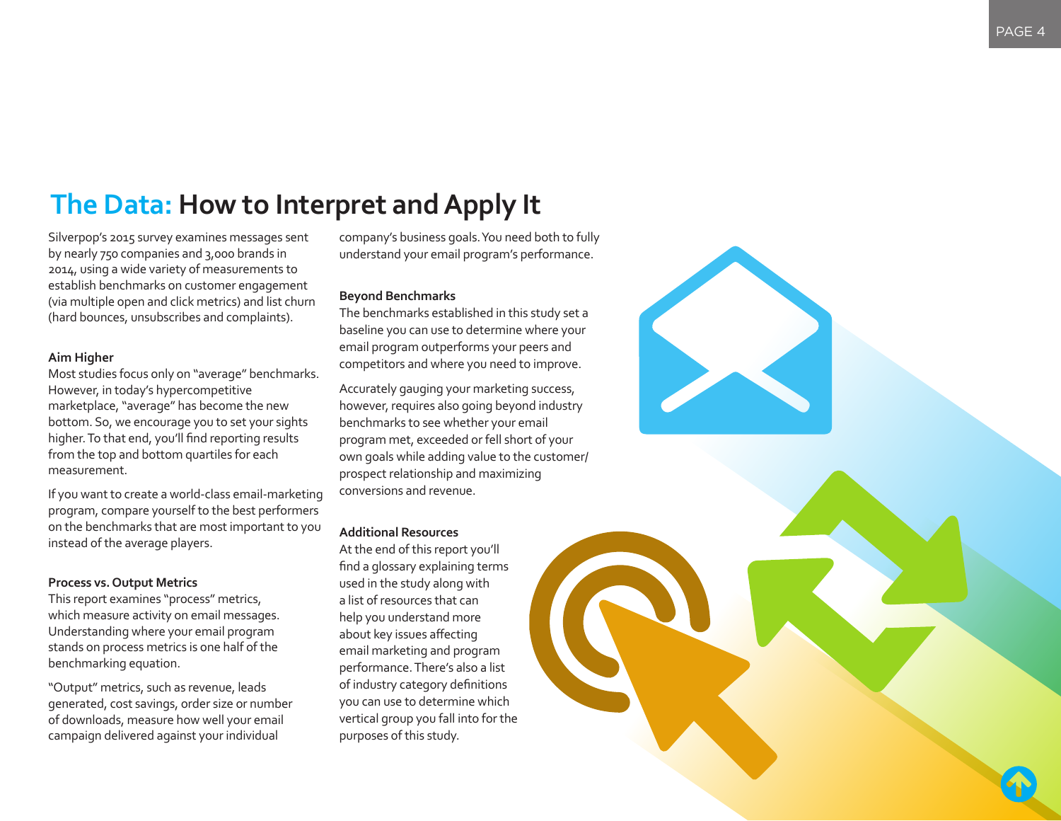# The Data: How to Interpret and Apply It

Silverpop's 2015 survey examines messages sent by nearly 750 companies and 3,000 brands in 2014, using a wide variety of measurements to establish benchmarks on customer engagement (via multiple open and click metrics) and list churn (hard bounces, unsubscribes and complaints).

### Aim Higher

Most studies focus only on "average" benchmarks. However, in today's hypercompetitive marketplace, "average" has become the new bottom. So, we encourage you to set your sights higher. To that end, you'll find reporting results from the top and bottom quartiles for each measurement.

If you want to create a world-class email-marketing program, compare yourself to the best performers on the benchmarks that are most important to you instead of the average players.

### Process vs. Output Metrics

This report examines "process" metrics, which measure activity on email messages. Understanding where your email program stands on process metrics is one half of the benchmarking equation.

"Output" metrics, such as revenue, leads generated, cost savings, order size or number of downloads, measure how well your email campaign delivered against your individual company's business goals. You need both to fully understand your email program's performance.

### Beyond Benchmarks

The benchmarks established in this study set a baseline you can use to determine where your email program outperforms your peers and competitors and where you need to improve.

Accurately gauging your marketing success, however, requires also going beyond industry benchmarks to see whether your email program met, exceeded or fell short of your own goals while adding value to the customer/prospect relationship and maximizing conversions and revenue.

### Additional Resources

At the end of this report you'll find a glossary explaining terms used in the study along with a list of resources that can help you understand more about key issues affecting email marketing and program performance. There's also a list of industry category definitions you can use to determine which vertical group you fall into for the purposes of this study.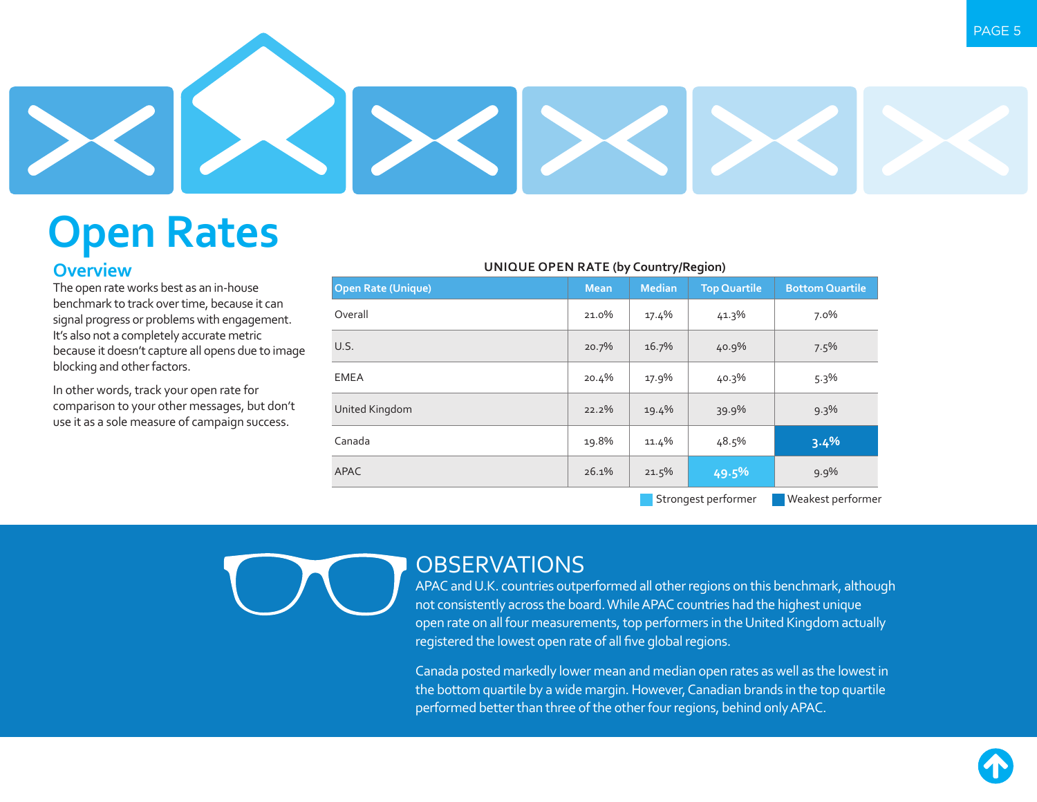# Open Rates

## Overview

The open rate works best as an in-house benchmark to track over time, because it can signal progress or problems with engagement. It's also not a completely accurate metric because it doesn't capture all opens due to image blocking and other factors.

In other words, track your open rate for comparison to your other messages, but don't use it as a sole measure of campaign success.

**UNIQUE OPEN RATE (by Country/Region)**

| Open Rate (Unique) | Mean | Median | Top Quartile | Bottom Quartile |
|---|---|---|---|---|
| Overall | 21.0% | 17.4% | 41.3% | 7.0% |
| U.S. | 20.7% | 16.7% | 40.9% | 7.5% |
| EMEA | 20.4% | 17.9% | 40.3% | 5.3% |
| United Kingdom | 22.2% | 19.4% | 39.9% | 9.3% |
| Canada | 19.8% | 11.4% | 48.5% | **3.4%** |
| APAC | 26.1% | 21.5% | **49.5%** | 9.9% |

Strongest performer: APAC Top Quartile (49.5%) | Weakest performer: Canada Bottom Quartile (3.4%)

## OBSERVATIONS

APAC and U.K. countries outperformed all other regions on this benchmark, although not consistently across the board. While APAC countries had the highest unique open rate on all four measurements, top performers in the United Kingdom actually registered the lowest open rate of all five global regions.

Canada posted markedly lower mean and median open rates as well as the lowest in the bottom quartile by a wide margin. However, Canadian brands in the top quartile performed better than three of the other four regions, behind only APAC.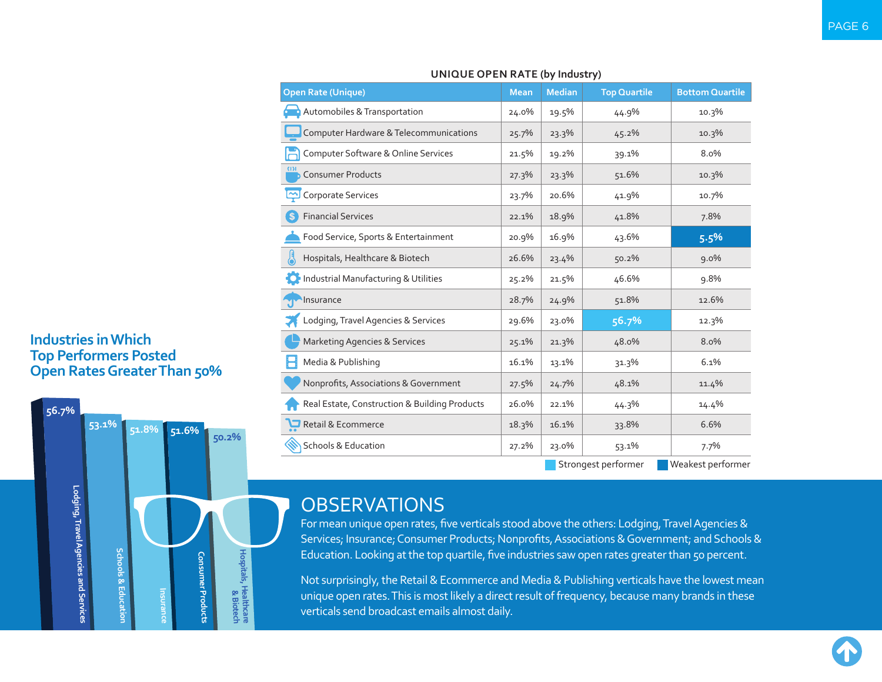## UNIQUE OPEN RATE (by Industry)

| Open Rate (Unique) | Mean | Median | Top Quartile | Bottom Quartile |
|---|---|---|---|---|
| Automobiles & Transportation | 24.0% | 19.5% | 44.9% | 10.3% |
| Computer Hardware & Telecommunications | 25.7% | 23.3% | 45.2% | 10.3% |
| Computer Software & Online Services | 21.5% | 19.2% | 39.1% | 8.0% |
| Consumer Products | 27.3% | 23.3% | 51.6% | 10.3% |
| Corporate Services | 23.7% | 20.6% | 41.9% | 10.7% |
| Financial Services | 22.1% | 18.9% | 41.8% | 7.8% |
| Food Service, Sports & Entertainment | 20.9% | 16.9% | 43.6% | 5.5% |
| Hospitals, Healthcare & Biotech | 26.6% | 23.4% | 50.2% | 9.0% |
| Industrial Manufacturing & Utilities | 25.2% | 21.5% | 46.6% | 9.8% |
| Insurance | 28.7% | 24.9% | 51.8% | 12.6% |
| Lodging, Travel Agencies & Services | 29.6% | 23.0% | 56.7% | 12.3% |
| Marketing Agencies & Services | 25.1% | 21.3% | 48.0% | 8.0% |
| Media & Publishing | 16.1% | 13.1% | 31.3% | 6.1% |
| Nonprofits, Associations & Government | 27.5% | 24.7% | 48.1% | 11.4% |
| Real Estate, Construction & Building Products | 26.0% | 22.1% | 44.3% | 14.4% |
| Retail & Ecommerce | 18.3% | 16.1% | 33.8% | 6.6% |
| Schools & Education | 27.2% | 23.0% | 53.1% | 7.7% |

Strongest performer: 56.7% (Lodging, Travel Agencies & Services, Top Quartile). Weakest performer: 5.5% (Food Service, Sports & Entertainment, Bottom Quartile).

## Industries in Which Top Performers Posted Open Rates Greater Than 50%

- Lodging, Travel Agencies and Services: 56.7%
- Schools & Education: 53.1%
- Insurance: 51.8%
- Consumer Products: 51.6%
- Hospitals, Healthcare & Biotech: 50.2%

## OBSERVATIONS

For mean unique open rates, five verticals stood above the others: Lodging, Travel Agencies & Services; Insurance; Consumer Products; Nonprofits, Associations & Government; and Schools & Education. Looking at the top quartile, five industries saw open rates greater than 50 percent.

Not surprisingly, the Retail & Ecommerce and Media & Publishing verticals have the lowest mean unique open rates. This is most likely a direct result of frequency, because many brands in these verticals send broadcast emails almost daily.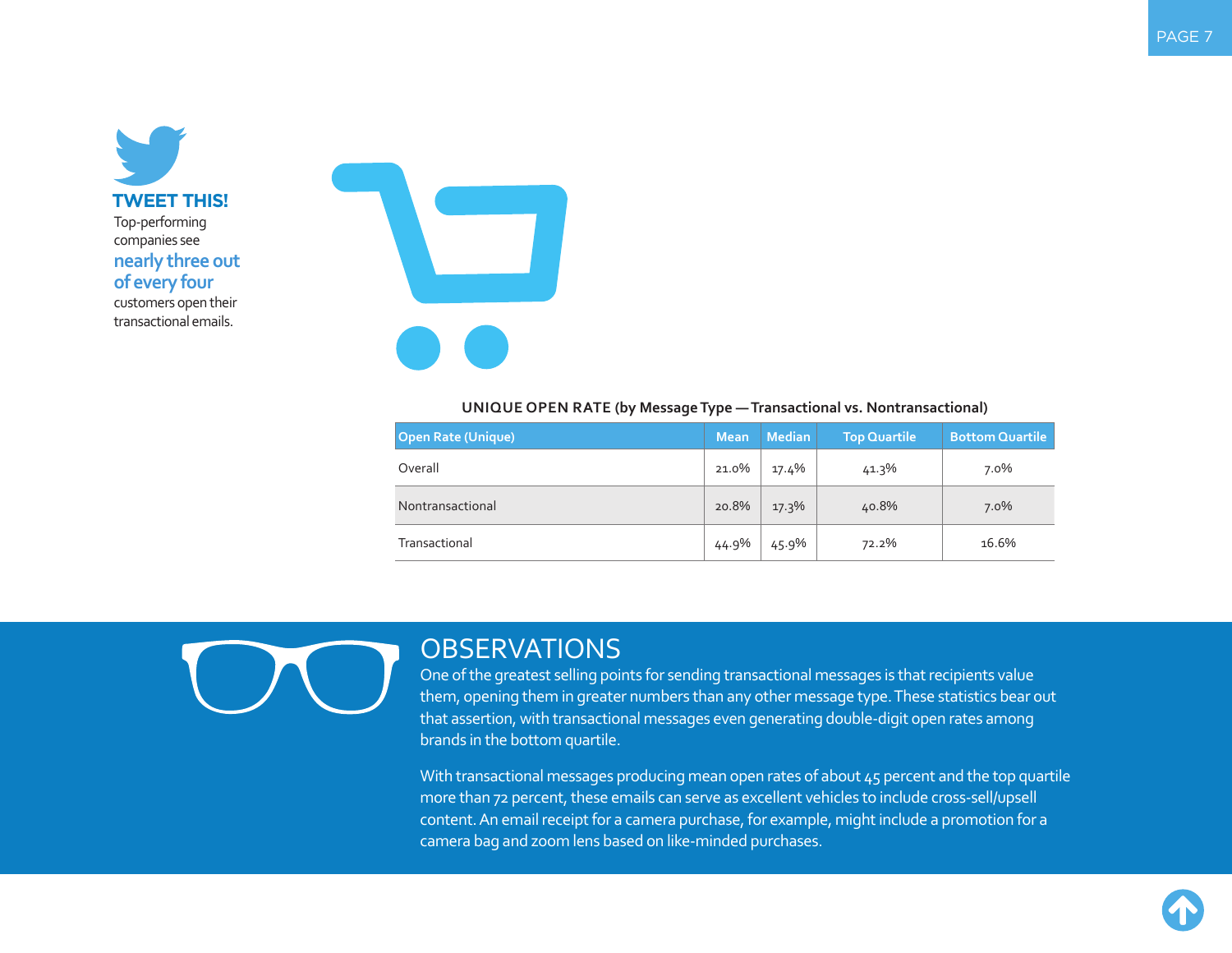**TWEET THIS!**

Top-performing companies see **nearly three out of every four** customers open their transactional emails.

**UNIQUE OPEN RATE (by Message Type — Transactional vs. Nontransactional)**

| Open Rate (Unique) | Mean | Median | Top Quartile | Bottom Quartile |
|---|---|---|---|---|
| Overall | 21.0% | 17.4% | 41.3% | 7.0% |
| Nontransactional | 20.8% | 17.3% | 40.8% | 7.0% |
| Transactional | 44.9% | 45.9% | 72.2% | 16.6% |

## OBSERVATIONS

One of the greatest selling points for sending transactional messages is that recipients value them, opening them in greater numbers than any other message type. These statistics bear out that assertion, with transactional messages even generating double-digit open rates among brands in the bottom quartile.

With transactional messages producing mean open rates of about 45 percent and the top quartile more than 72 percent, these emails can serve as excellent vehicles to include cross-sell/upsell content. An email receipt for a camera purchase, for example, might include a promotion for a camera bag and zoom lens based on like-minded purchases.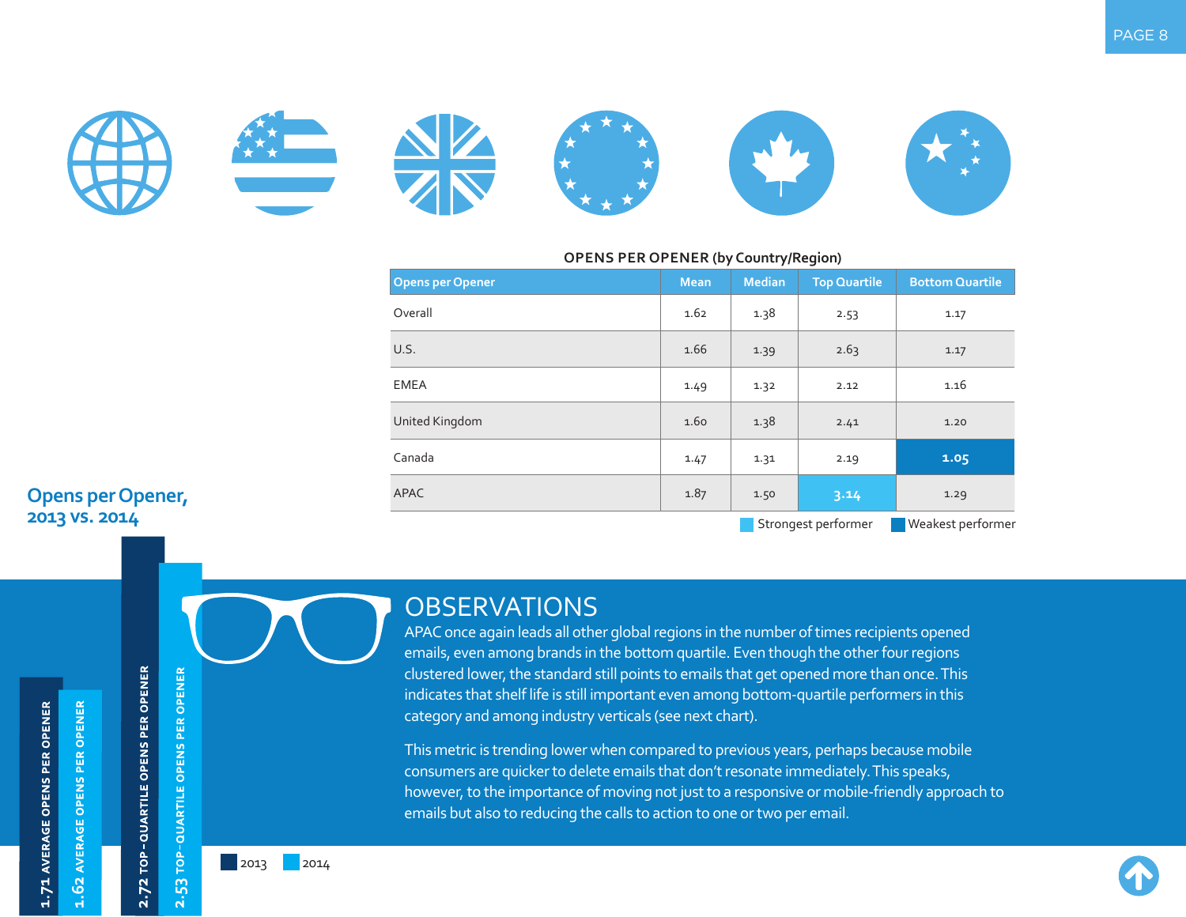### OPENS PER OPENER (by Country/Region)

| Opens per Opener | Mean | Median | Top Quartile | Bottom Quartile |
|---|---|---|---|---|
| Overall | 1.62 | 1.38 | 2.53 | 1.17 |
| U.S. | 1.66 | 1.39 | 2.63 | 1.17 |
| EMEA | 1.49 | 1.32 | 2.12 | 1.16 |
| United Kingdom | 1.60 | 1.38 | 2.41 | 1.20 |
| Canada | 1.47 | 1.31 | 2.19 | **1.05** |
| APAC | 1.87 | 1.50 | **3.14** | 1.29 |

Strongest performer: APAC Top Quartile (3.14). Weakest performer: Canada Bottom Quartile (1.05).

## Opens per Opener, 2013 vs. 2014

- 1.71 AVERAGE OPENS PER OPENER (2013)
- 1.62 AVERAGE OPENS PER OPENER (2014)
- 2.72 TOP-QUARTILE OPENS PER OPENER (2013)
- 2.53 TOP-QUARTILE OPENS PER OPENER (2014)

## OBSERVATIONS

APAC once again leads all other global regions in the number of times recipients opened emails, even among brands in the bottom quartile. Even though the other four regions clustered lower, the standard still points to emails that get opened more than once. This indicates that shelf life is still important even among bottom-quartile performers in this category and among industry verticals (see next chart).

This metric is trending lower when compared to previous years, perhaps because mobile consumers are quicker to delete emails that don't resonate immediately. This speaks, however, to the importance of moving not just to a responsive or mobile-friendly approach to emails but also to reducing the calls to action to one or two per email.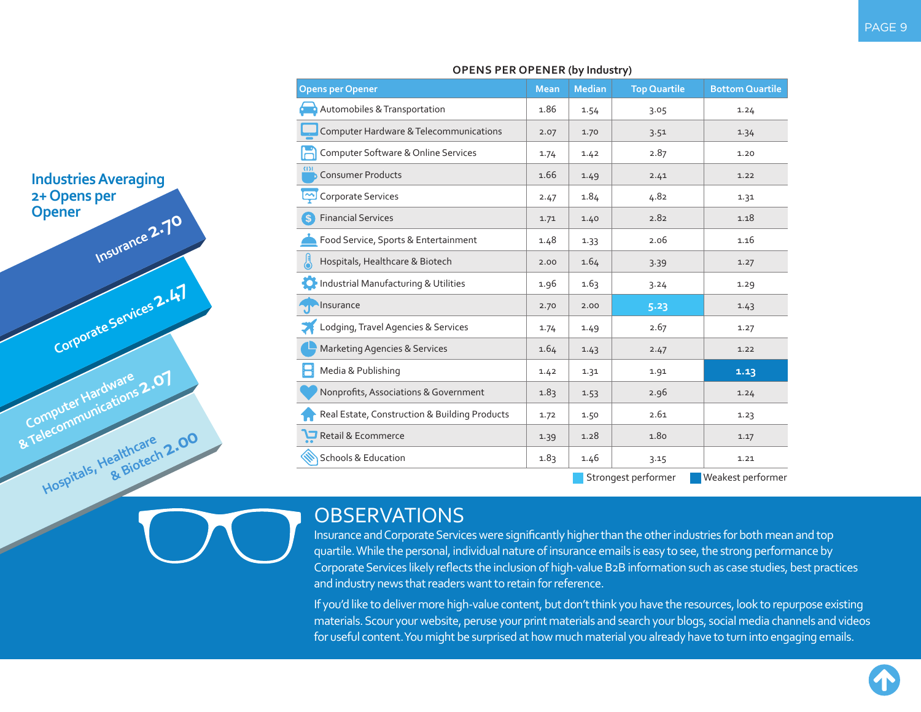## Industries Averaging 2+ Opens per Opener

- Insurance 2.70
- Corporate Services 2.47
- Computer Hardware & Telecommunications 2.07
- Hospitals, Healthcare & Biotech 2.00

**OPENS PER OPENER (by Industry)**

| Opens per Opener | Mean | Median | Top Quartile | Bottom Quartile |
|---|---|---|---|---|
| Automobiles & Transportation | 1.86 | 1.54 | 3.05 | 1.24 |
| Computer Hardware & Telecommunications | 2.07 | 1.70 | 3.51 | 1.34 |
| Computer Software & Online Services | 1.74 | 1.42 | 2.87 | 1.20 |
| Consumer Products | 1.66 | 1.49 | 2.41 | 1.22 |
| Corporate Services | 2.47 | 1.84 | 4.82 | 1.31 |
| Financial Services | 1.71 | 1.40 | 2.82 | 1.18 |
| Food Service, Sports & Entertainment | 1.48 | 1.33 | 2.06 | 1.16 |
| Hospitals, Healthcare & Biotech | 2.00 | 1.64 | 3.39 | 1.27 |
| Industrial Manufacturing & Utilities | 1.96 | 1.63 | 3.24 | 1.29 |
| Insurance | 2.70 | 2.00 | **5.23** | 1.43 |
| Lodging, Travel Agencies & Services | 1.74 | 1.49 | 2.67 | 1.27 |
| Marketing Agencies & Services | 1.64 | 1.43 | 2.47 | 1.22 |
| Media & Publishing | 1.42 | 1.31 | 1.91 | **1.13** |
| Nonprofits, Associations & Government | 1.83 | 1.53 | 2.96 | 1.24 |
| Real Estate, Construction & Building Products | 1.72 | 1.50 | 2.61 | 1.23 |
| Retail & Ecommerce | 1.39 | 1.28 | 1.80 | 1.17 |
| Schools & Education | 1.83 | 1.46 | 3.15 | 1.21 |

Strongest performer (5.23) | Weakest performer (1.13)

## OBSERVATIONS

Insurance and Corporate Services were significantly higher than the other industries for both mean and top quartile. While the personal, individual nature of insurance emails is easy to see, the strong performance by Corporate Services likely reflects the inclusion of high-value B2B information such as case studies, best practices and industry news that readers want to retain for reference.

If you'd like to deliver more high-value content, but don't think you have the resources, look to repurpose existing materials. Scour your website, peruse your print materials and search your blogs, social media channels and videos for useful content. You might be surprised at how much material you already have to turn into engaging emails.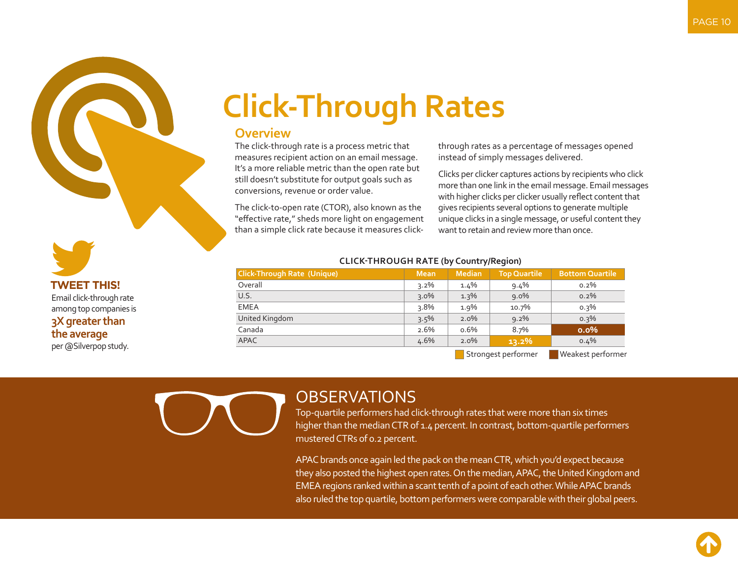# Click-Through Rates

## Overview

The click-through rate is a process metric that measures recipient action on an email message. It's a more reliable metric than the open rate but still doesn't substitute for output goals such as conversions, revenue or order value.

The click-to-open rate (CTOR), also known as the "effective rate," sheds more light on engagement than a simple click rate because it measures click-through rates as a percentage of messages opened instead of simply messages delivered.

Clicks per clicker captures actions by recipients who click more than one link in the email message. Email messages with higher clicks per clicker usually reflect content that gives recipients several options to generate multiple unique clicks in a single message, or useful content they want to retain and review more than once.

**TWEET THIS!**

Email click-through rate among top companies is **3X greater than the average** per @Silverpop study.

**CLICK-THROUGH RATE (by Country/Region)**

| Click-Through Rate (Unique) | Mean | Median | Top Quartile | Bottom Quartile |
|---|---|---|---|---|
| Overall | 3.2% | 1.4% | 9.4% | 0.2% |
| U.S. | 3.0% | 1.3% | 9.0% | 0.2% |
| EMEA | 3.8% | 1.9% | 10.7% | 0.3% |
| United Kingdom | 3.5% | 2.0% | 9.2% | 0.3% |
| Canada | 2.6% | 0.6% | 8.7% | **0.0%** |
| APAC | 4.6% | 2.0% | **13.2%** | 0.4% |

Strongest performer (13.2%) · Weakest performer (0.0%)

## OBSERVATIONS

Top-quartile performers had click-through rates that were more than six times higher than the median CTR of 1.4 percent. In contrast, bottom-quartile performers mustered CTRs of 0.2 percent.

APAC brands once again led the pack on the mean CTR, which you'd expect because they also posted the highest open rates. On the median, APAC, the United Kingdom and EMEA regions ranked within a scant tenth of a point of each other. While APAC brands also ruled the top quartile, bottom performers were comparable with their global peers.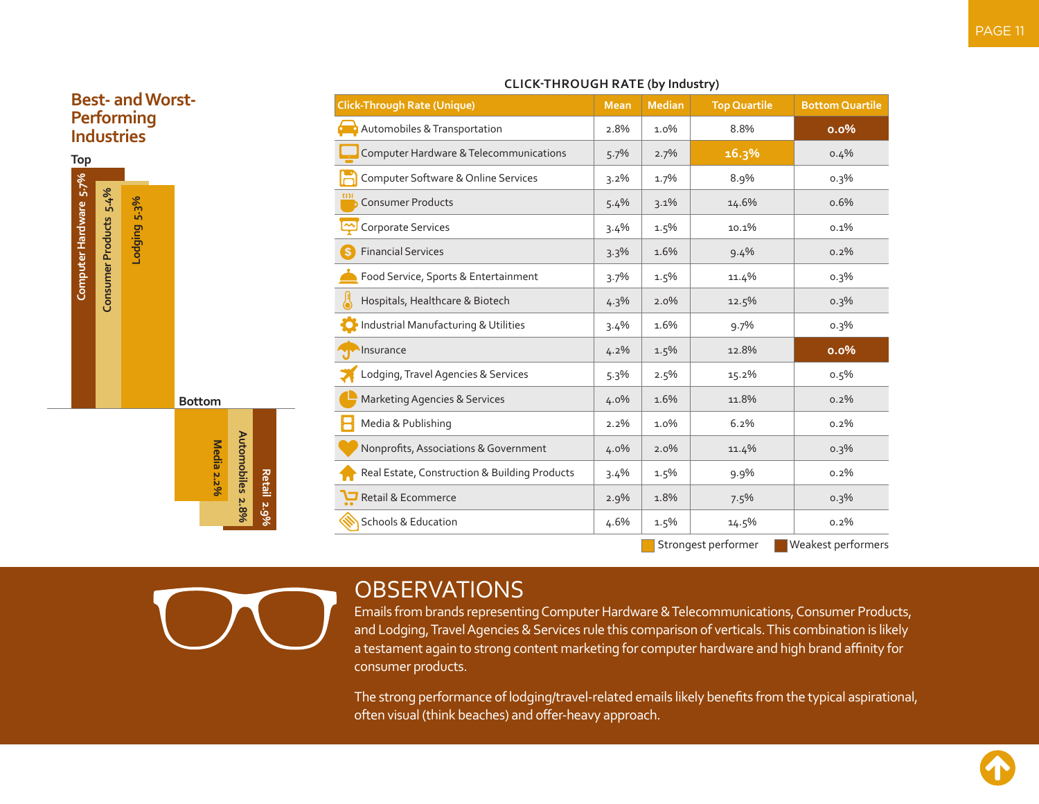## Best- and Worst-Performing Industries

**Top**

- Computer Hardware 5.7%
- Consumer Products 5.4%
- Lodging 5.3%

**Bottom**

- Media 2.2%
- Automobiles 2.8%
- Retail 2.9%

**CLICK-THROUGH RATE (by Industry)**

| Click-Through Rate (Unique) | Mean | Median | Top Quartile | Bottom Quartile |
|---|---|---|---|---|
| Automobiles & Transportation | 2.8% | 1.0% | 8.8% | **0.0%** |
| Computer Hardware & Telecommunications | 5.7% | 2.7% | **16.3%** | 0.4% |
| Computer Software & Online Services | 3.2% | 1.7% | 8.9% | 0.3% |
| Consumer Products | 5.4% | 3.1% | 14.6% | 0.6% |
| Corporate Services | 3.4% | 1.5% | 10.1% | 0.1% |
| Financial Services | 3.3% | 1.6% | 9.4% | 0.2% |
| Food Service, Sports & Entertainment | 3.7% | 1.5% | 11.4% | 0.3% |
| Hospitals, Healthcare & Biotech | 4.3% | 2.0% | 12.5% | 0.3% |
| Industrial Manufacturing & Utilities | 3.4% | 1.6% | 9.7% | 0.3% |
| Insurance | 4.2% | 1.5% | 12.8% | **0.0%** |
| Lodging, Travel Agencies & Services | 5.3% | 2.5% | 15.2% | 0.5% |
| Marketing Agencies & Services | 4.0% | 1.6% | 11.8% | 0.2% |
| Media & Publishing | 2.2% | 1.0% | 6.2% | 0.2% |
| Nonprofits, Associations & Government | 4.0% | 2.0% | 11.4% | 0.3% |
| Real Estate, Construction & Building Products | 3.4% | 1.5% | 9.9% | 0.2% |
| Retail & Ecommerce | 2.9% | 1.8% | 7.5% | 0.3% |
| Schools & Education | 4.6% | 1.5% | 14.5% | 0.2% |

Strongest performer | Weakest performers

## OBSERVATIONS

Emails from brands representing Computer Hardware & Telecommunications, Consumer Products, and Lodging, Travel Agencies & Services rule this comparison of verticals. This combination is likely a testament again to strong content marketing for computer hardware and high brand affinity for consumer products.

The strong performance of lodging/travel-related emails likely benefits from the typical aspirational, often visual (think beaches) and offer-heavy approach.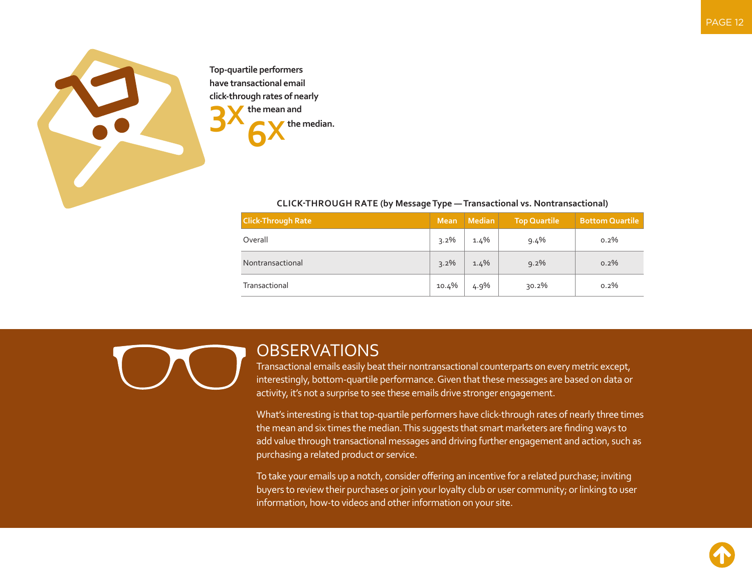Top-quartile performers have transactional email click-through rates of nearly **3X** the mean and **6X** the median.

**CLICK-THROUGH RATE (by Message Type — Transactional vs. Nontransactional)**

| Click-Through Rate | Mean | Median | Top Quartile | Bottom Quartile |
|---|---|---|---|---|
| Overall | 3.2% | 1.4% | 9.4% | 0.2% |
| Nontransactional | 3.2% | 1.4% | 9.2% | 0.2% |
| Transactional | 10.4% | 4.9% | 30.2% | 0.2% |

# OBSERVATIONS

Transactional emails easily beat their nontransactional counterparts on every metric except, interestingly, bottom-quartile performance. Given that these messages are based on data or activity, it's not a surprise to see these emails drive stronger engagement.

What's interesting is that top-quartile performers have click-through rates of nearly three times the mean and six times the median. This suggests that smart marketers are finding ways to add value through transactional messages and driving further engagement and action, such as purchasing a related product or service.

To take your emails up a notch, consider offering an incentive for a related purchase; inviting buyers to review their purchases or join your loyalty club or user community; or linking to user information, how-to videos and other information on your site.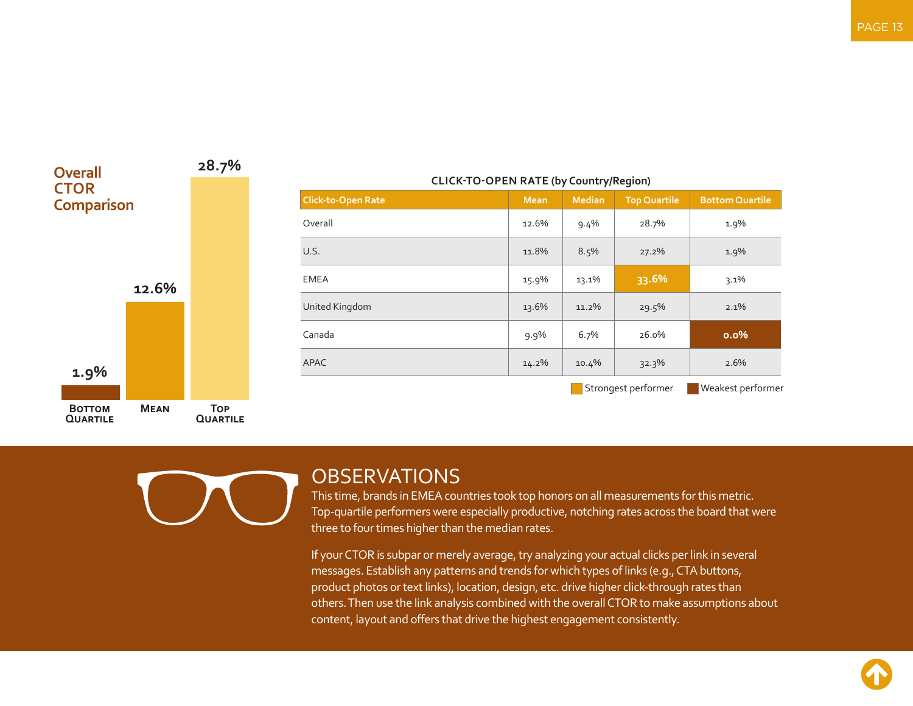## Overall CTOR Comparison

| Bottom Quartile | Mean | Top Quartile |
|---|---|---|
| 1.9% | 12.6% | 28.7% |

**CLICK-TO-OPEN RATE (by Country/Region)**

| Click-to-Open Rate | Mean | Median | Top Quartile | Bottom Quartile |
|---|---|---|---|---|
| Overall | 12.6% | 9.4% | 28.7% | 1.9% |
| U.S. | 11.8% | 8.5% | 27.2% | 1.9% |
| EMEA | 15.9% | 13.1% | **33.6%** | 3.1% |
| United Kingdom | 13.6% | 11.2% | 29.5% | 2.1% |
| Canada | 9.9% | 6.7% | 26.0% | **0.0%** |
| APAC | 14.2% | 10.4% | 32.3% | 2.6% |

Strongest performer: EMEA Top Quartile (33.6%). Weakest performer: Canada Bottom Quartile (0.0%).

## OBSERVATIONS

This time, brands in EMEA countries took top honors on all measurements for this metric. Top-quartile performers were especially productive, notching rates across the board that were three to four times higher than the median rates.

If your CTOR is subpar or merely average, try analyzing your actual clicks per link in several messages. Establish any patterns and trends for which types of links (e.g., CTA buttons, product photos or text links), location, design, etc. drive higher click-through rates than others. Then use the link analysis combined with the overall CTOR to make assumptions about content, layout and offers that drive the highest engagement consistently.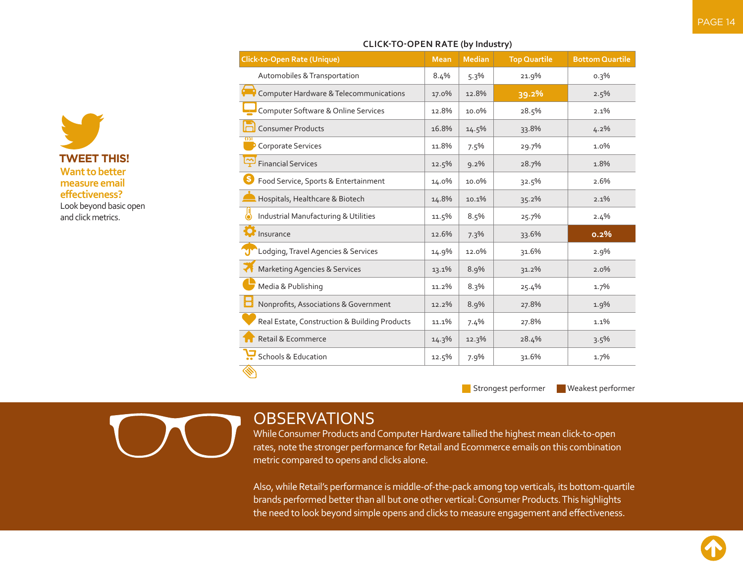**TWEET THIS!**

**Want to better measure email effectiveness?**

Look beyond basic open and click metrics.

## CLICK-TO-OPEN RATE (by Industry)

| Click-to-Open Rate (Unique) | Mean | Median | Top Quartile | Bottom Quartile |
|---|---|---|---|---|
| Automobiles & Transportation | 8.4% | 5.3% | 21.9% | 0.3% |
| Computer Hardware & Telecommunications | 17.0% | 12.8% | **39.2%** | 2.5% |
| Computer Software & Online Services | 12.8% | 10.0% | 28.5% | 2.1% |
| Consumer Products | 16.8% | 14.5% | 33.8% | 4.2% |
| Corporate Services | 11.8% | 7.5% | 29.7% | 1.0% |
| Financial Services | 12.5% | 9.2% | 28.7% | 1.8% |
| Food Service, Sports & Entertainment | 14.0% | 10.0% | 32.5% | 2.6% |
| Hospitals, Healthcare & Biotech | 14.8% | 10.1% | 35.2% | 2.1% |
| Industrial Manufacturing & Utilities | 11.5% | 8.5% | 25.7% | 2.4% |
| Insurance | 12.6% | 7.3% | 33.6% | **0.2%** |
| Lodging, Travel Agencies & Services | 14.9% | 12.0% | 31.6% | 2.9% |
| Marketing Agencies & Services | 13.1% | 8.9% | 31.2% | 2.0% |
| Media & Publishing | 11.2% | 8.3% | 25.4% | 1.7% |
| Nonprofits, Associations & Government | 12.2% | 8.9% | 27.8% | 1.9% |
| Real Estate, Construction & Building Products | 11.1% | 7.4% | 27.8% | 1.1% |
| Retail & Ecommerce | 14.3% | 12.3% | 28.4% | 3.5% |
| Schools & Education | 12.5% | 7.9% | 31.6% | 1.7% |

Strongest performer: 39.2% | Weakest performer: 0.2%

# OBSERVATIONS

While Consumer Products and Computer Hardware tallied the highest mean click-to-open rates, note the stronger performance for Retail and Ecommerce emails on this combination metric compared to opens and clicks alone.

Also, while Retail's performance is middle-of-the-pack among top verticals, its bottom-quartile brands performed better than all but one other vertical: Consumer Products. This highlights the need to look beyond simple opens and clicks to measure engagement and effectiveness.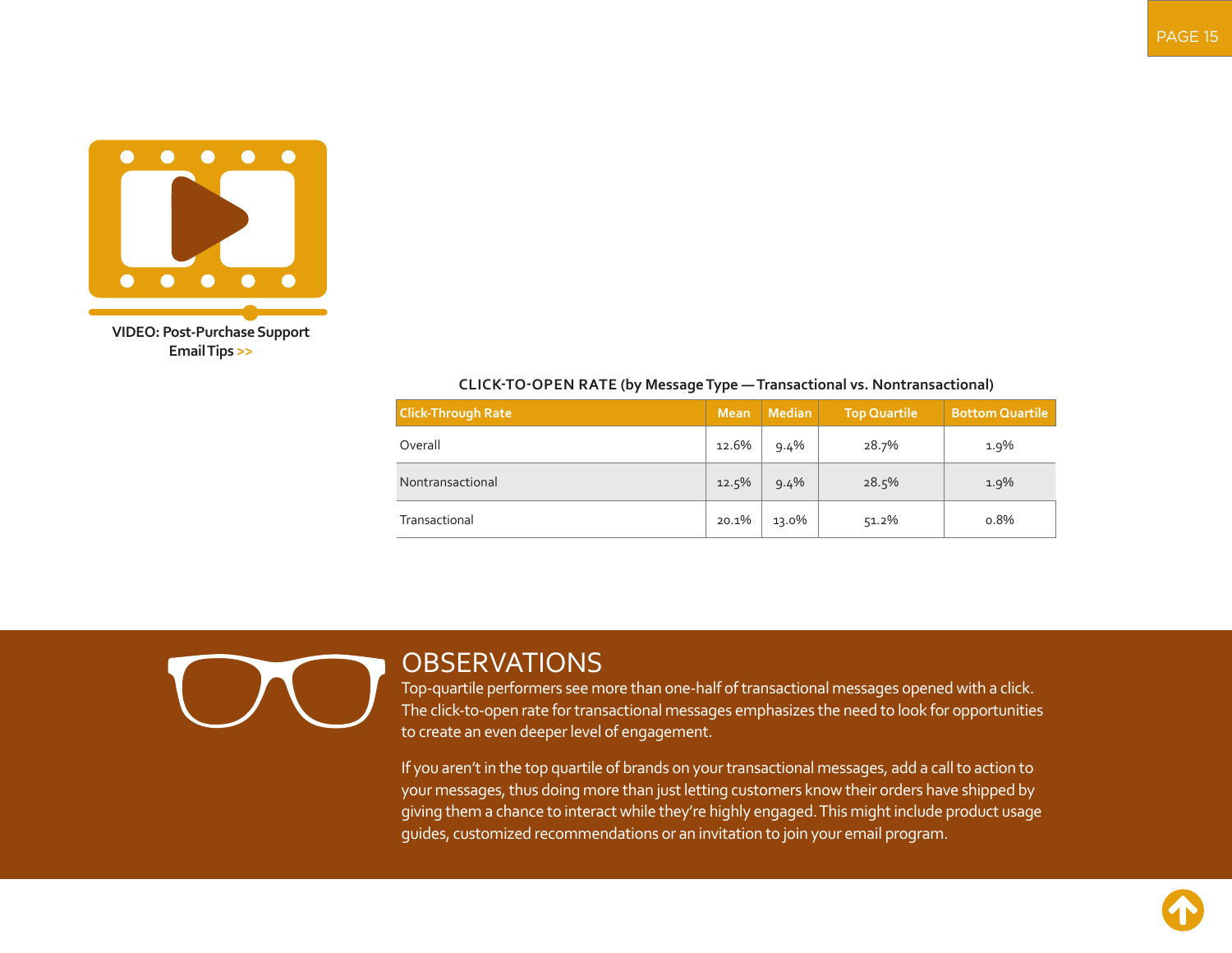VIDEO: Post-Purchase Support Email Tips >>

**CLICK-TO-OPEN RATE (by Message Type — Transactional vs. Nontransactional)**

| Click-Through Rate | Mean | Median | Top Quartile | Bottom Quartile |
|---|---|---|---|---|
| Overall | 12.6% | 9.4% | 28.7% | 1.9% |
| Nontransactional | 12.5% | 9.4% | 28.5% | 1.9% |
| Transactional | 20.1% | 13.0% | 51.2% | 0.8% |

## OBSERVATIONS

Top-quartile performers see more than one-half of transactional messages opened with a click. The click-to-open rate for transactional messages emphasizes the need to look for opportunities to create an even deeper level of engagement.

If you aren't in the top quartile of brands on your transactional messages, add a call to action to your messages, thus doing more than just letting customers know their orders have shipped by giving them a chance to interact while they're highly engaged. This might include product usage guides, customized recommendations or an invitation to join your email program.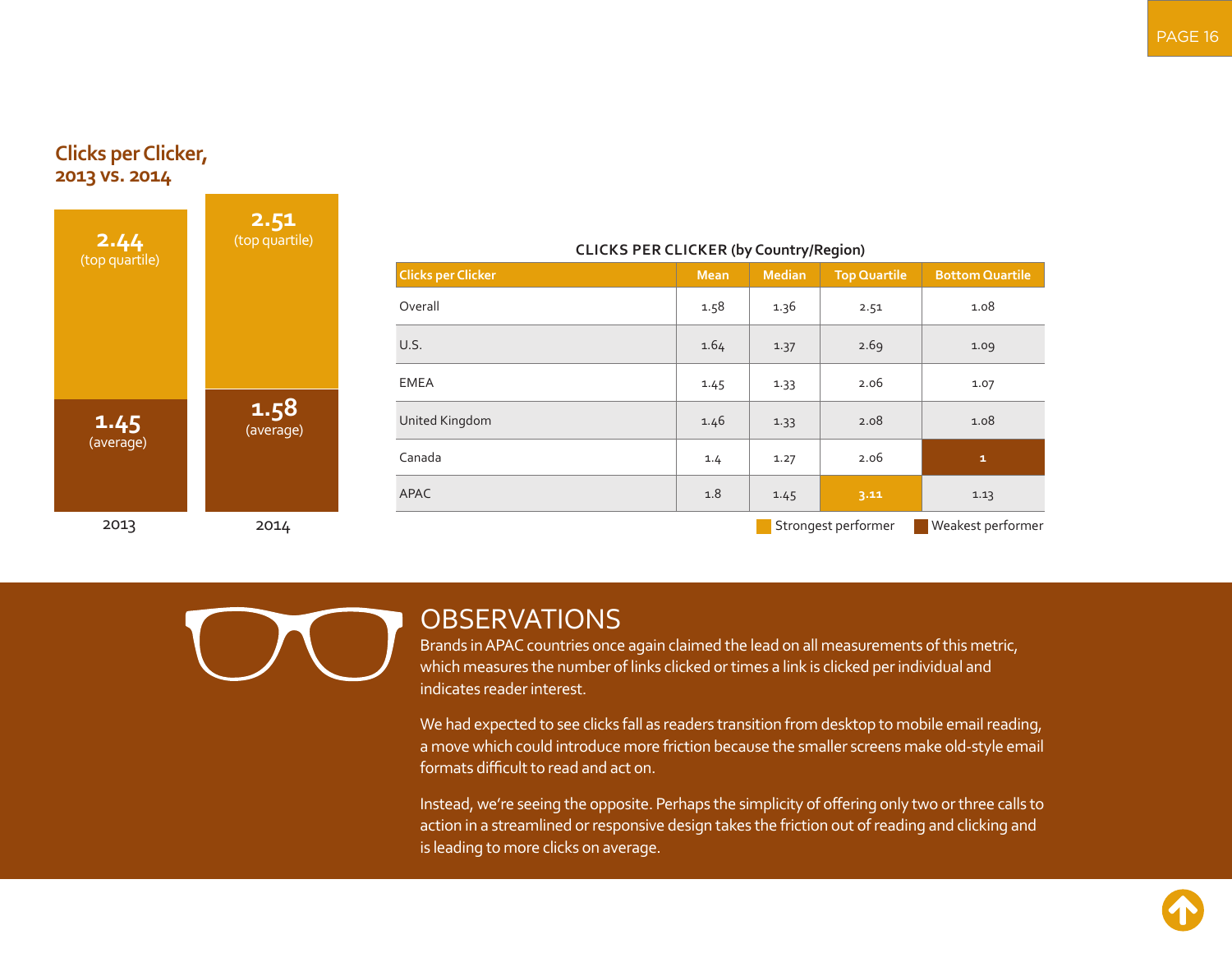## Clicks per Clicker, 2013 vs. 2014

| | 2013 | 2014 |
|---|---|---|
| Top quartile | 2.44 | 2.51 |
| Average | 1.45 | 1.58 |

**CLICKS PER CLICKER (by Country/Region)**

| Clicks per Clicker | Mean | Median | Top Quartile | Bottom Quartile |
|---|---|---|---|---|
| Overall | 1.58 | 1.36 | 2.51 | 1.08 |
| U.S. | 1.64 | 1.37 | 2.69 | 1.09 |
| EMEA | 1.45 | 1.33 | 2.06 | 1.07 |
| United Kingdom | 1.46 | 1.33 | 2.08 | 1.08 |
| Canada | 1.4 | 1.27 | 2.06 | 1 |
| APAC | 1.8 | 1.45 | 3.11 | 1.13 |

Strongest performer: APAC Top Quartile (3.11). Weakest performer: Canada Bottom Quartile (1).

## OBSERVATIONS

Brands in APAC countries once again claimed the lead on all measurements of this metric, which measures the number of links clicked or times a link is clicked per individual and indicates reader interest.

We had expected to see clicks fall as readers transition from desktop to mobile email reading, a move which could introduce more friction because the smaller screens make old-style email formats difficult to read and act on.

Instead, we're seeing the opposite. Perhaps the simplicity of offering only two or three calls to action in a streamlined or responsive design takes the friction out of reading and clicking and is leading to more clicks on average.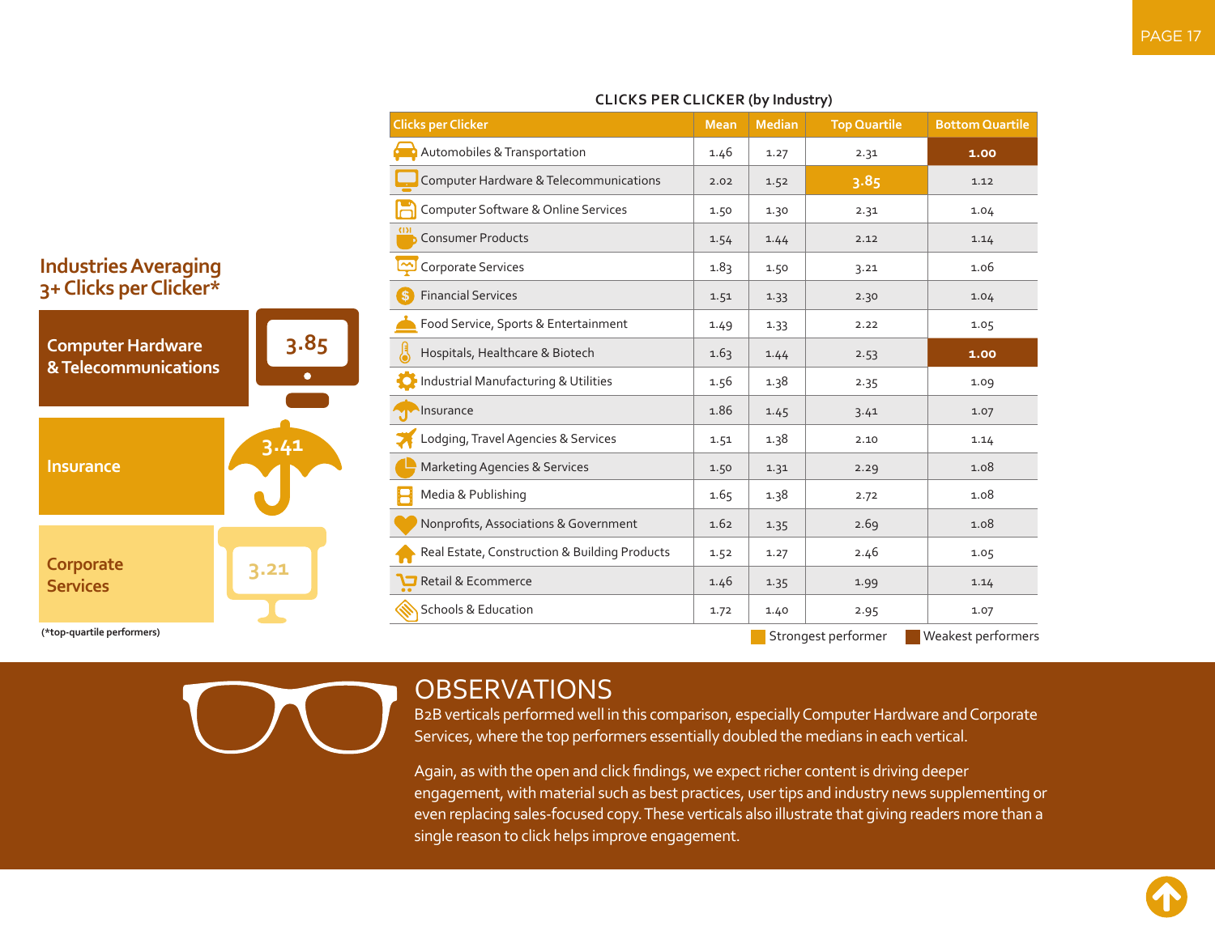## Industries Averaging 3+ Clicks per Clicker*

**Computer Hardware & Telecommunications** 3.85

**Insurance** 3.41

**Corporate Services** 3.21

(*top-quartile performers)

### CLICKS PER CLICKER (by Industry)

| Clicks per Clicker | Mean | Median | Top Quartile | Bottom Quartile |
|---|---|---|---|---|
| Automobiles & Transportation | 1.46 | 1.27 | 2.31 | **1.00** |
| Computer Hardware & Telecommunications | 2.02 | 1.52 | **3.85** | 1.12 |
| Computer Software & Online Services | 1.50 | 1.30 | 2.31 | 1.04 |
| Consumer Products | 1.54 | 1.44 | 2.12 | 1.14 |
| Corporate Services | 1.83 | 1.50 | 3.21 | 1.06 |
| Financial Services | 1.51 | 1.33 | 2.30 | 1.04 |
| Food Service, Sports & Entertainment | 1.49 | 1.33 | 2.22 | 1.05 |
| Hospitals, Healthcare & Biotech | 1.63 | 1.44 | 2.53 | **1.00** |
| Industrial Manufacturing & Utilities | 1.56 | 1.38 | 2.35 | 1.09 |
| Insurance | 1.86 | 1.45 | 3.41 | 1.07 |
| Lodging, Travel Agencies & Services | 1.51 | 1.38 | 2.10 | 1.14 |
| Marketing Agencies & Services | 1.50 | 1.31 | 2.29 | 1.08 |
| Media & Publishing | 1.65 | 1.38 | 2.72 | 1.08 |
| Nonprofits, Associations & Government | 1.62 | 1.35 | 2.69 | 1.08 |
| Real Estate, Construction & Building Products | 1.52 | 1.27 | 2.46 | 1.05 |
| Retail & Ecommerce | 1.46 | 1.35 | 1.99 | 1.14 |
| Schools & Education | 1.72 | 1.40 | 2.95 | 1.07 |

Strongest performer: Computer Hardware & Telecommunications (Top Quartile, 3.85). Weakest performers: Automobiles & Transportation and Hospitals, Healthcare & Biotech (Bottom Quartile, 1.00).

## OBSERVATIONS

B2B verticals performed well in this comparison, especially Computer Hardware and Corporate Services, where the top performers essentially doubled the medians in each vertical.

Again, as with the open and click findings, we expect richer content is driving deeper engagement, with material such as best practices, user tips and industry news supplementing or even replacing sales-focused copy. These verticals also illustrate that giving readers more than a single reason to click helps improve engagement.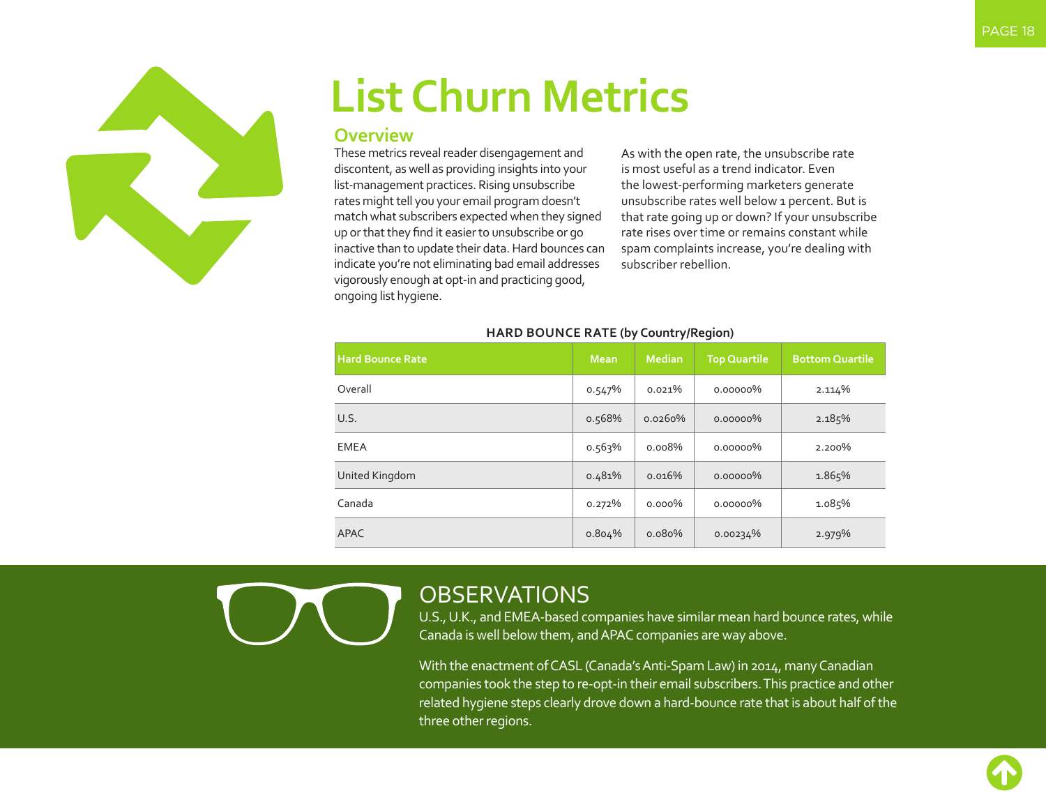# List Churn Metrics

## Overview

These metrics reveal reader disengagement and discontent, as well as providing insights into your list-management practices. Rising unsubscribe rates might tell you your email program doesn't match what subscribers expected when they signed up or that they find it easier to unsubscribe or go inactive than to update their data. Hard bounces can indicate you're not eliminating bad email addresses vigorously enough at opt-in and practicing good, ongoing list hygiene.

As with the open rate, the unsubscribe rate is most useful as a trend indicator. Even the lowest-performing marketers generate unsubscribe rates well below 1 percent. But is that rate going up or down? If your unsubscribe rate rises over time or remains constant while spam complaints increase, you're dealing with subscriber rebellion.

**HARD BOUNCE RATE (by Country/Region)**

| Hard Bounce Rate | Mean | Median | Top Quartile | Bottom Quartile |
|---|---|---|---|---|
| Overall | 0.547% | 0.021% | 0.00000% | 2.114% |
| U.S. | 0.568% | 0.0260% | 0.00000% | 2.185% |
| EMEA | 0.563% | 0.008% | 0.00000% | 2.200% |
| United Kingdom | 0.481% | 0.016% | 0.00000% | 1.865% |
| Canada | 0.272% | 0.000% | 0.00000% | 1.085% |
| APAC | 0.804% | 0.080% | 0.00234% | 2.979% |

## OBSERVATIONS

U.S., U.K., and EMEA-based companies have similar mean hard bounce rates, while Canada is well below them, and APAC companies are way above.

With the enactment of CASL (Canada's Anti-Spam Law) in 2014, many Canadian companies took the step to re-opt-in their email subscribers. This practice and other related hygiene steps clearly drove down a hard-bounce rate that is about half of the three other regions.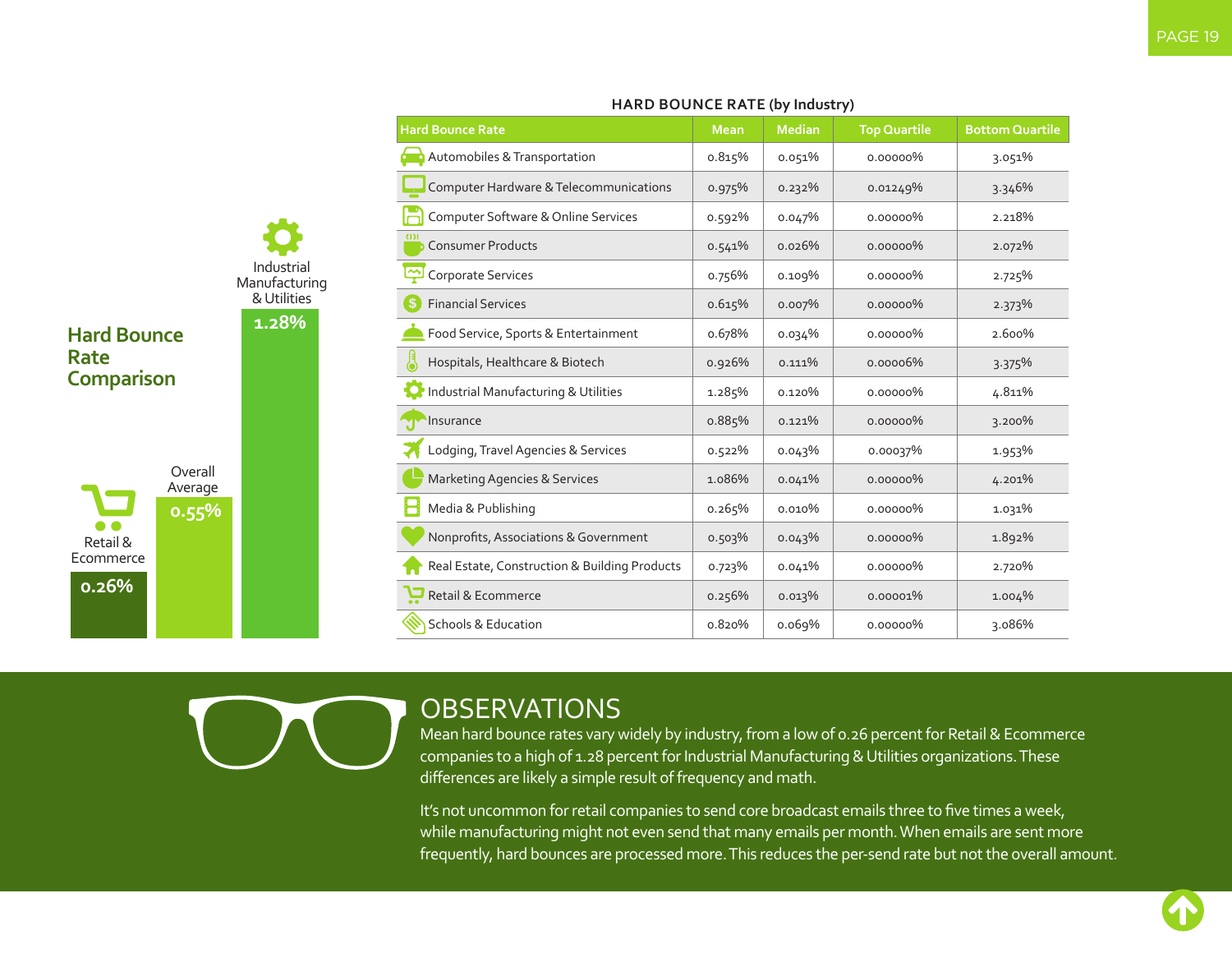## Hard Bounce Rate Comparison

Retail & Ecommerce 0.26%

Overall Average 0.55%

Industrial Manufacturing & Utilities 1.28%

### HARD BOUNCE RATE (by Industry)

| Hard Bounce Rate | Mean | Median | Top Quartile | Bottom Quartile |
|---|---|---|---|---|
| Automobiles & Transportation | 0.815% | 0.051% | 0.00000% | 3.051% |
| Computer Hardware & Telecommunications | 0.975% | 0.232% | 0.01249% | 3.346% |
| Computer Software & Online Services | 0.592% | 0.047% | 0.00000% | 2.218% |
| Consumer Products | 0.541% | 0.026% | 0.00000% | 2.072% |
| Corporate Services | 0.756% | 0.109% | 0.00000% | 2.725% |
| Financial Services | 0.615% | 0.007% | 0.00000% | 2.373% |
| Food Service, Sports & Entertainment | 0.678% | 0.034% | 0.00000% | 2.600% |
| Hospitals, Healthcare & Biotech | 0.926% | 0.111% | 0.00006% | 3.375% |
| Industrial Manufacturing & Utilities | 1.285% | 0.120% | 0.00000% | 4.811% |
| Insurance | 0.885% | 0.121% | 0.00000% | 3.200% |
| Lodging, Travel Agencies & Services | 0.522% | 0.043% | 0.00037% | 1.953% |
| Marketing Agencies & Services | 1.086% | 0.041% | 0.00000% | 4.201% |
| Media & Publishing | 0.265% | 0.010% | 0.00000% | 1.031% |
| Nonprofits, Associations & Government | 0.503% | 0.043% | 0.00000% | 1.892% |
| Real Estate, Construction & Building Products | 0.723% | 0.041% | 0.00000% | 2.720% |
| Retail & Ecommerce | 0.256% | 0.013% | 0.00001% | 1.004% |
| Schools & Education | 0.820% | 0.069% | 0.00000% | 3.086% |

## OBSERVATIONS

Mean hard bounce rates vary widely by industry, from a low of 0.26 percent for Retail & Ecommerce companies to a high of 1.28 percent for Industrial Manufacturing & Utilities organizations. These differences are likely a simple result of frequency and math.

It's not uncommon for retail companies to send core broadcast emails three to five times a week, while manufacturing might not even send that many emails per month. When emails are sent more frequently, hard bounces are processed more. This reduces the per-send rate but not the overall amount.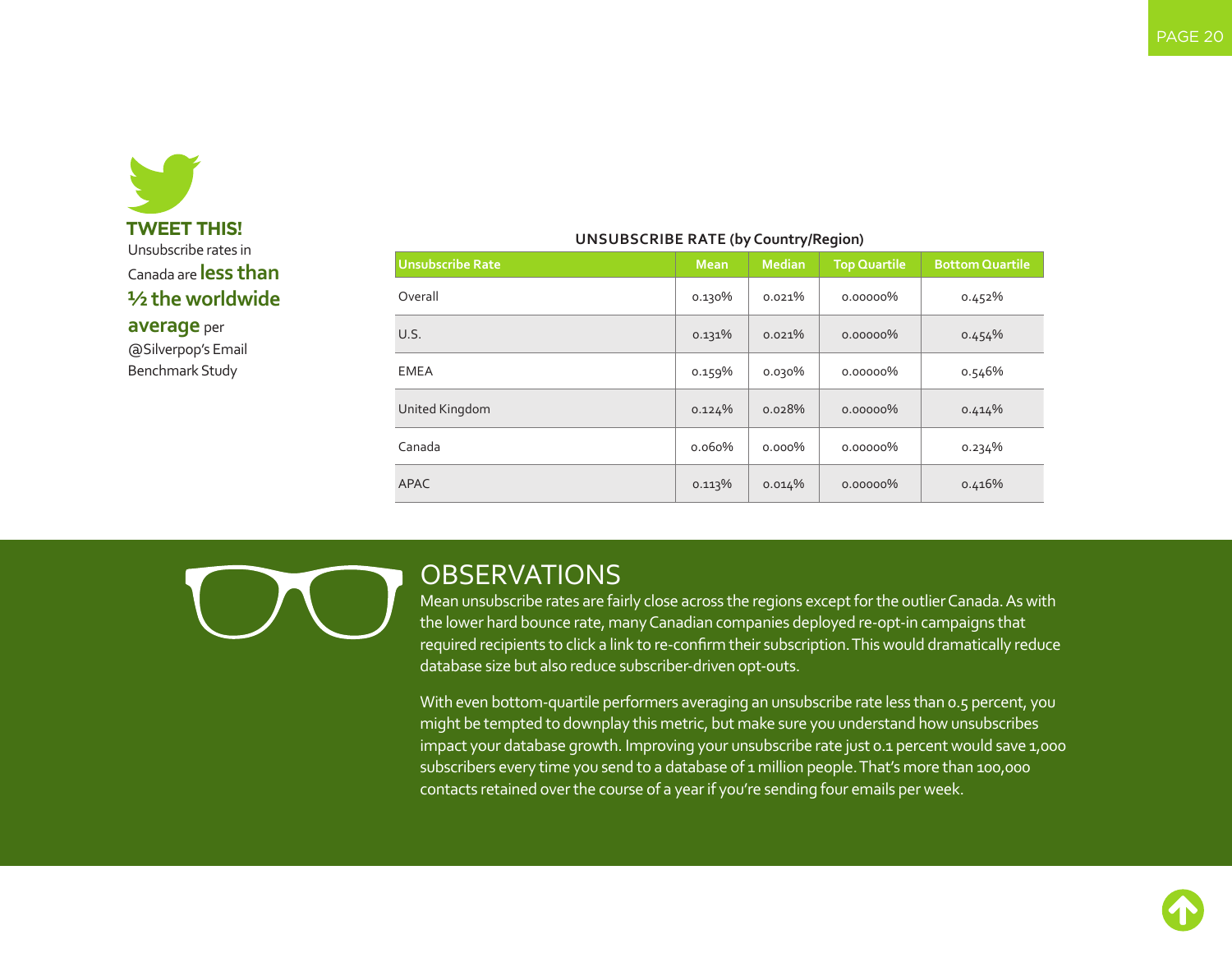**TWEET THIS!**
Unsubscribe rates in Canada are **less than ½ the worldwide average** per @Silverpop's Email Benchmark Study

**UNSUBSCRIBE RATE (by Country/Region)**

| Unsubscribe Rate | Mean | Median | Top Quartile | Bottom Quartile |
|---|---|---|---|---|
| Overall | 0.130% | 0.021% | 0.00000% | 0.452% |
| U.S. | 0.131% | 0.021% | 0.00000% | 0.454% |
| EMEA | 0.159% | 0.030% | 0.00000% | 0.546% |
| United Kingdom | 0.124% | 0.028% | 0.00000% | 0.414% |
| Canada | 0.060% | 0.000% | 0.00000% | 0.234% |
| APAC | 0.113% | 0.014% | 0.00000% | 0.416% |

## OBSERVATIONS

Mean unsubscribe rates are fairly close across the regions except for the outlier Canada. As with the lower hard bounce rate, many Canadian companies deployed re-opt-in campaigns that required recipients to click a link to re-confirm their subscription. This would dramatically reduce database size but also reduce subscriber-driven opt-outs.

With even bottom-quartile performers averaging an unsubscribe rate less than 0.5 percent, you might be tempted to downplay this metric, but make sure you understand how unsubscribes impact your database growth. Improving your unsubscribe rate just 0.1 percent would save 1,000 subscribers every time you send to a database of 1 million people. That's more than 100,000 contacts retained over the course of a year if you're sending four emails per week.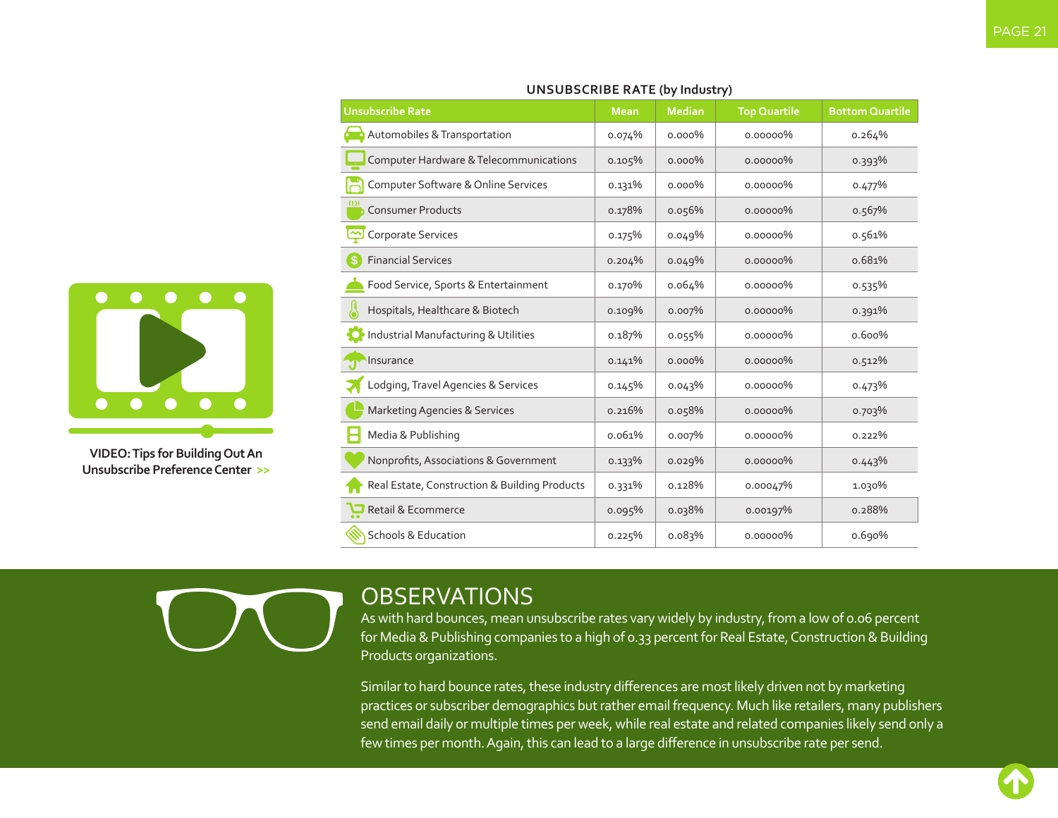## UNSUBSCRIBE RATE (by Industry)

| Unsubscribe Rate | Mean | Median | Top Quartile | Bottom Quartile |
|---|---|---|---|---|
| Automobiles & Transportation | 0.074% | 0.000% | 0.00000% | 0.264% |
| Computer Hardware & Telecommunications | 0.105% | 0.000% | 0.00000% | 0.393% |
| Computer Software & Online Services | 0.131% | 0.000% | 0.00000% | 0.477% |
| Consumer Products | 0.178% | 0.056% | 0.00000% | 0.567% |
| Corporate Services | 0.175% | 0.049% | 0.00000% | 0.561% |
| Financial Services | 0.204% | 0.049% | 0.00000% | 0.681% |
| Food Service, Sports & Entertainment | 0.170% | 0.064% | 0.00000% | 0.535% |
| Hospitals, Healthcare & Biotech | 0.109% | 0.007% | 0.00000% | 0.391% |
| Industrial Manufacturing & Utilities | 0.187% | 0.055% | 0.00000% | 0.600% |
| Insurance | 0.141% | 0.000% | 0.00000% | 0.512% |
| Lodging, Travel Agencies & Services | 0.145% | 0.043% | 0.00000% | 0.473% |
| Marketing Agencies & Services | 0.216% | 0.058% | 0.00000% | 0.703% |
| Media & Publishing | 0.061% | 0.007% | 0.00000% | 0.222% |
| Nonprofits, Associations & Government | 0.133% | 0.029% | 0.00000% | 0.443% |
| Real Estate, Construction & Building Products | 0.331% | 0.128% | 0.00047% | 1.030% |
| Retail & Ecommerce | 0.095% | 0.038% | 0.00197% | 0.288% |
| Schools & Education | 0.225% | 0.083% | 0.00000% | 0.690% |

**VIDEO: Tips for Building Out An Unsubscribe Preference Center >>**

## OBSERVATIONS

As with hard bounces, mean unsubscribe rates vary widely by industry, from a low of 0.06 percent for Media & Publishing companies to a high of 0.33 percent for Real Estate, Construction & Building Products organizations.

Similar to hard bounce rates, these industry differences are most likely driven not by marketing practices or subscriber demographics but rather email frequency. Much like retailers, many publishers send email daily or multiple times per week, while real estate and related companies likely send only a few times per month. Again, this can lead to a large difference in unsubscribe rate per send.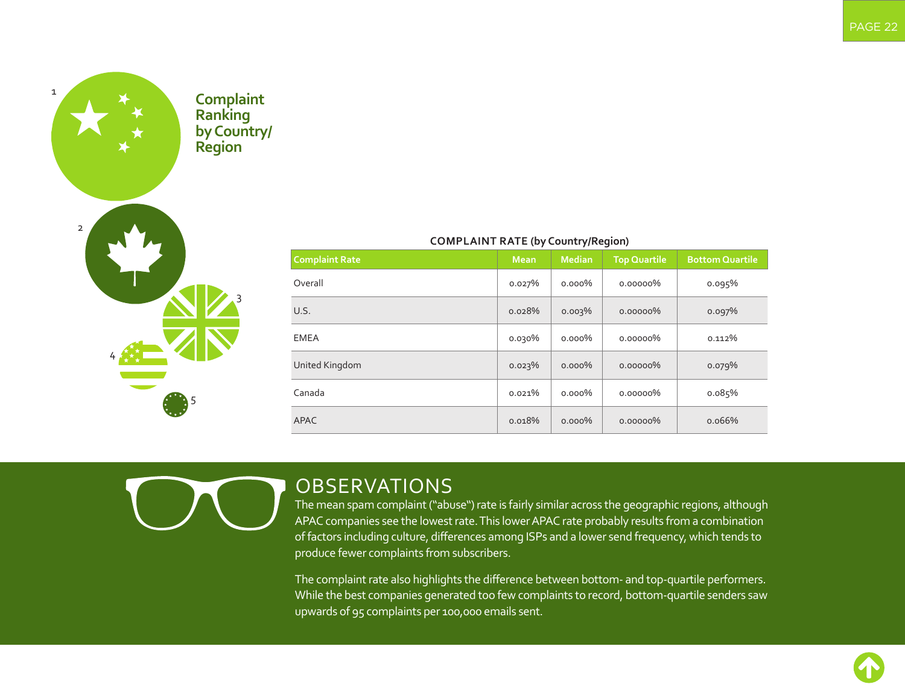## Complaint Ranking by Country/Region

1
2
3
4
5

**COMPLAINT RATE (by Country/Region)**

| Complaint Rate | Mean | Median | Top Quartile | Bottom Quartile |
|---|---|---|---|---|
| Overall | 0.027% | 0.000% | 0.00000% | 0.095% |
| U.S. | 0.028% | 0.003% | 0.00000% | 0.097% |
| EMEA | 0.030% | 0.000% | 0.00000% | 0.112% |
| United Kingdom | 0.023% | 0.000% | 0.00000% | 0.079% |
| Canada | 0.021% | 0.000% | 0.00000% | 0.085% |
| APAC | 0.018% | 0.000% | 0.00000% | 0.066% |

## OBSERVATIONS

The mean spam complaint ("abuse") rate is fairly similar across the geographic regions, although APAC companies see the lowest rate. This lower APAC rate probably results from a combination of factors including culture, differences among ISPs and a lower send frequency, which tends to produce fewer complaints from subscribers.

The complaint rate also highlights the difference between bottom- and top-quartile performers. While the best companies generated too few complaints to record, bottom-quartile senders saw upwards of 95 complaints per 100,000 emails sent.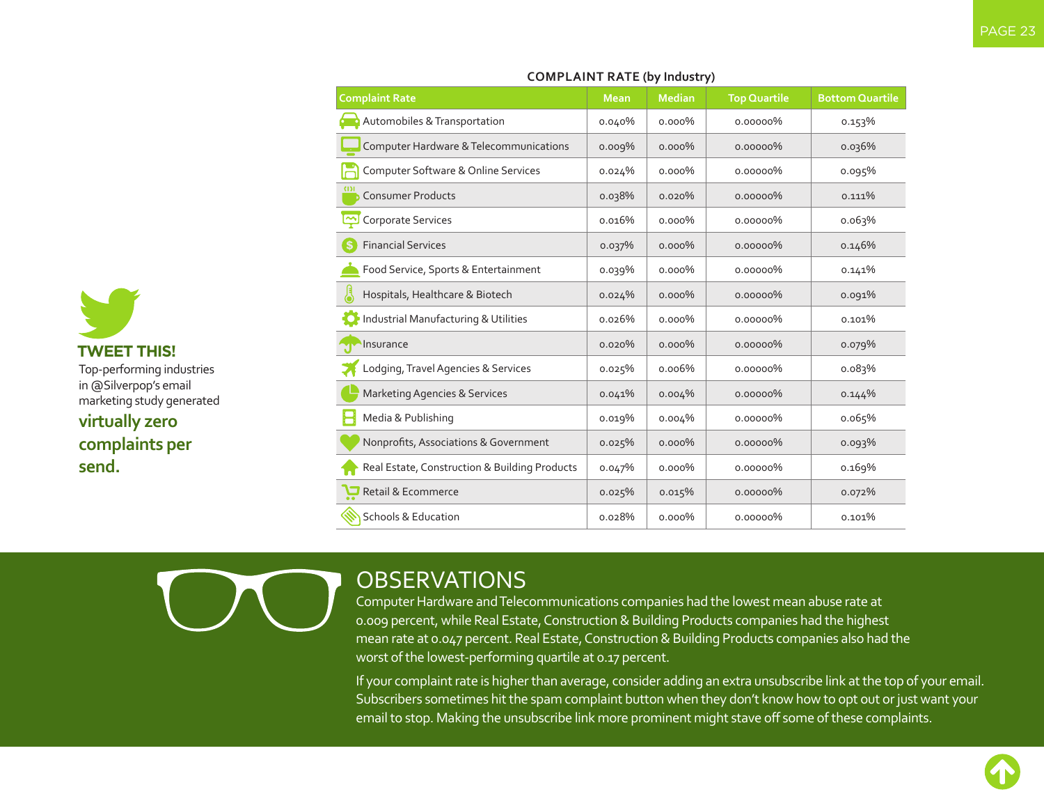**TWEET THIS!**

Top-performing industries in @Silverpop's email marketing study generated **virtually zero complaints per send.**

## COMPLAINT RATE (by Industry)

| Complaint Rate | Mean | Median | Top Quartile | Bottom Quartile |
|---|---|---|---|---|
| Automobiles & Transportation | 0.040% | 0.000% | 0.00000% | 0.153% |
| Computer Hardware & Telecommunications | 0.009% | 0.000% | 0.00000% | 0.036% |
| Computer Software & Online Services | 0.024% | 0.000% | 0.00000% | 0.095% |
| Consumer Products | 0.038% | 0.020% | 0.00000% | 0.111% |
| Corporate Services | 0.016% | 0.000% | 0.00000% | 0.063% |
| Financial Services | 0.037% | 0.000% | 0.00000% | 0.146% |
| Food Service, Sports & Entertainment | 0.039% | 0.000% | 0.00000% | 0.141% |
| Hospitals, Healthcare & Biotech | 0.024% | 0.000% | 0.00000% | 0.091% |
| Industrial Manufacturing & Utilities | 0.026% | 0.000% | 0.00000% | 0.101% |
| Insurance | 0.020% | 0.000% | 0.00000% | 0.079% |
| Lodging, Travel Agencies & Services | 0.025% | 0.006% | 0.00000% | 0.083% |
| Marketing Agencies & Services | 0.041% | 0.004% | 0.00000% | 0.144% |
| Media & Publishing | 0.019% | 0.004% | 0.00000% | 0.065% |
| Nonprofits, Associations & Government | 0.025% | 0.000% | 0.00000% | 0.093% |
| Real Estate, Construction & Building Products | 0.047% | 0.000% | 0.00000% | 0.169% |
| Retail & Ecommerce | 0.025% | 0.015% | 0.00000% | 0.072% |
| Schools & Education | 0.028% | 0.000% | 0.00000% | 0.101% |

## OBSERVATIONS

Computer Hardware and Telecommunications companies had the lowest mean abuse rate at 0.009 percent, while Real Estate, Construction & Building Products companies had the highest mean rate at 0.047 percent. Real Estate, Construction & Building Products companies also had the worst of the lowest-performing quartile at 0.17 percent.

If your complaint rate is higher than average, consider adding an extra unsubscribe link at the top of your email. Subscribers sometimes hit the spam complaint button when they don't know how to opt out or just want your email to stop. Making the unsubscribe link more prominent might stave off some of these complaints.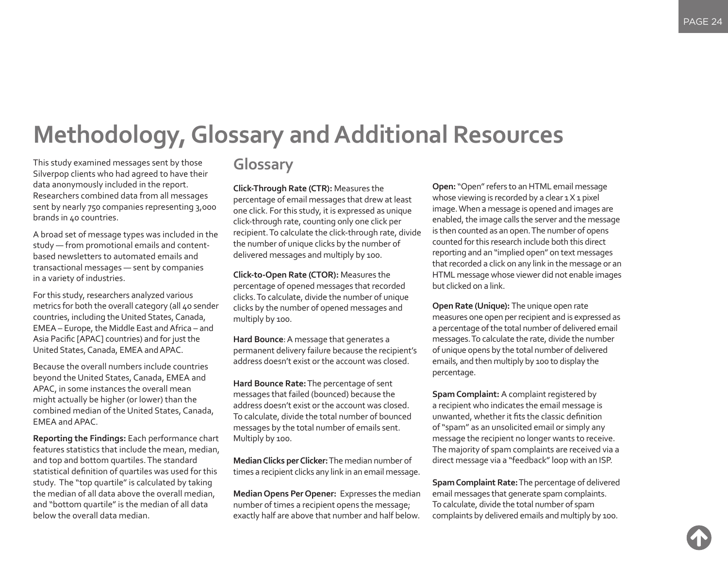# Methodology, Glossary and Additional Resources

This study examined messages sent by those Silverpop clients who had agreed to have their data anonymously included in the report. Researchers combined data from all messages sent by nearly 750 companies representing 3,000 brands in 40 countries.

A broad set of message types was included in the study — from promotional emails and content-based newsletters to automated emails and transactional messages — sent by companies in a variety of industries.

For this study, researchers analyzed various metrics for both the overall category (all 40 sender countries, including the United States, Canada, EMEA – Europe, the Middle East and Africa – and Asia Pacific [APAC] countries) and for just the United States, Canada, EMEA and APAC.

Because the overall numbers include countries beyond the United States, Canada, EMEA and APAC, in some instances the overall mean might actually be higher (or lower) than the combined median of the United States, Canada, EMEA and APAC.

**Reporting the Findings:** Each performance chart features statistics that include the mean, median, and top and bottom quartiles. The standard statistical definition of quartiles was used for this study. The "top quartile" is calculated by taking the median of all data above the overall median, and "bottom quartile" is the median of all data below the overall data median.

## Glossary

**Click-Through Rate (CTR):** Measures the percentage of email messages that drew at least one click. For this study, it is expressed as unique click-through rate, counting only one click per recipient. To calculate the click-through rate, divide the number of unique clicks by the number of delivered messages and multiply by 100.

**Click-to-Open Rate (CTOR):** Measures the percentage of opened messages that recorded clicks. To calculate, divide the number of unique clicks by the number of opened messages and multiply by 100.

**Hard Bounce**: A message that generates a permanent delivery failure because the recipient's address doesn't exist or the account was closed.

**Hard Bounce Rate:** The percentage of sent messages that failed (bounced) because the address doesn't exist or the account was closed. To calculate, divide the total number of bounced messages by the total number of emails sent. Multiply by 100.

**Median Clicks per Clicker:** The median number of times a recipient clicks any link in an email message.

**Median Opens Per Opener:** Expresses the median number of times a recipient opens the message; exactly half are above that number and half below.

**Open:** "Open" refers to an HTML email message whose viewing is recorded by a clear 1 X 1 pixel image. When a message is opened and images are enabled, the image calls the server and the message is then counted as an open. The number of opens counted for this research include both this direct reporting and an "implied open" on text messages that recorded a click on any link in the message or an HTML message whose viewer did not enable images but clicked on a link.

**Open Rate (Unique):** The unique open rate measures one open per recipient and is expressed as a percentage of the total number of delivered email messages. To calculate the rate, divide the number of unique opens by the total number of delivered emails, and then multiply by 100 to display the percentage.

**Spam Complaint:** A complaint registered by a recipient who indicates the email message is unwanted, whether it fits the classic definition of "spam" as an unsolicited email or simply any message the recipient no longer wants to receive. The majority of spam complaints are received via a direct message via a "feedback" loop with an ISP.

**Spam Complaint Rate:** The percentage of delivered email messages that generate spam complaints. To calculate, divide the total number of spam complaints by delivered emails and multiply by 100.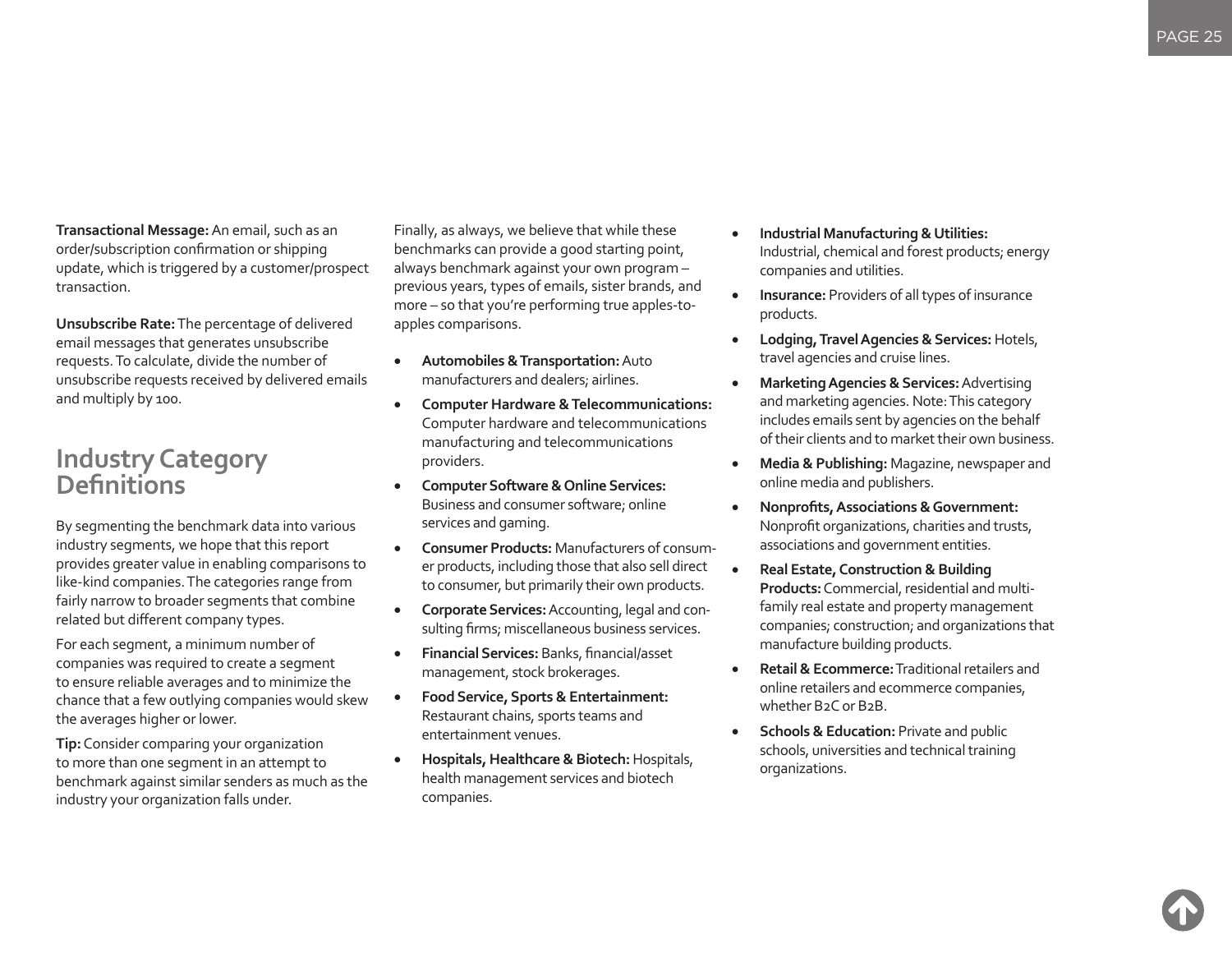**Transactional Message:** An email, such as an order/subscription confirmation or shipping update, which is triggered by a customer/prospect transaction.

**Unsubscribe Rate:** The percentage of delivered email messages that generates unsubscribe requests. To calculate, divide the number of unsubscribe requests received by delivered emails and multiply by 100.

## Industry Category Definitions

By segmenting the benchmark data into various industry segments, we hope that this report provides greater value in enabling comparisons to like-kind companies. The categories range from fairly narrow to broader segments that combine related but different company types.

For each segment, a minimum number of companies was required to create a segment to ensure reliable averages and to minimize the chance that a few outlying companies would skew the averages higher or lower.

**Tip:** Consider comparing your organization to more than one segment in an attempt to benchmark against similar senders as much as the industry your organization falls under.

Finally, as always, we believe that while these benchmarks can provide a good starting point, always benchmark against your own program – previous years, types of emails, sister brands, and more – so that you're performing true apples-to-apples comparisons.

- **Automobiles & Transportation:** Auto manufacturers and dealers; airlines.
- **Computer Hardware & Telecommunications:** Computer hardware and telecommunications manufacturing and telecommunications providers.
- **Computer Software & Online Services:** Business and consumer software; online services and gaming.
- **Consumer Products:** Manufacturers of consumer products, including those that also sell direct to consumer, but primarily their own products.
- **Corporate Services:** Accounting, legal and consulting firms; miscellaneous business services.
- **Financial Services:** Banks, financial/asset management, stock brokerages.
- **Food Service, Sports & Entertainment:** Restaurant chains, sports teams and entertainment venues.
- **Hospitals, Healthcare & Biotech:** Hospitals, health management services and biotech companies.
- **Industrial Manufacturing & Utilities:** Industrial, chemical and forest products; energy companies and utilities.
- **Insurance:** Providers of all types of insurance products.
- **Lodging, Travel Agencies & Services:** Hotels, travel agencies and cruise lines.
- **Marketing Agencies & Services:** Advertising and marketing agencies. Note: This category includes emails sent by agencies on the behalf of their clients and to market their own business.
- **Media & Publishing:** Magazine, newspaper and online media and publishers.
- **Nonprofits, Associations & Government:** Nonprofit organizations, charities and trusts, associations and government entities.
- **Real Estate, Construction & Building Products:** Commercial, residential and multi-family real estate and property management companies; construction; and organizations that manufacture building products.
- **Retail & Ecommerce:** Traditional retailers and online retailers and ecommerce companies, whether B2C or B2B.
- **Schools & Education:** Private and public schools, universities and technical training organizations.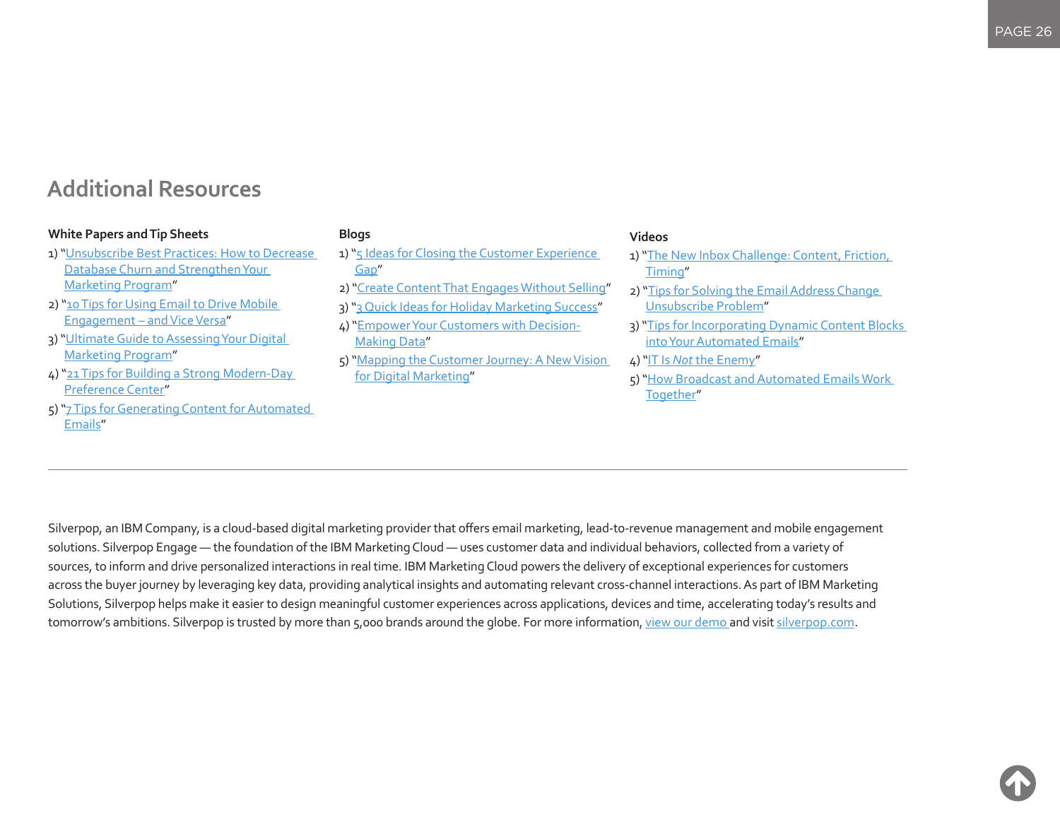## Additional Resources

### White Papers and Tip Sheets

1) "Unsubscribe Best Practices: How to Decrease Database Churn and Strengthen Your Marketing Program"
2) "10 Tips for Using Email to Drive Mobile Engagement – and Vice Versa"
3) "Ultimate Guide to Assessing Your Digital Marketing Program"
4) "21 Tips for Building a Strong Modern-Day Preference Center"
5) "7 Tips for Generating Content for Automated Emails"

### Blogs

1) "5 Ideas for Closing the Customer Experience Gap"
2) "Create Content That Engages Without Selling"
3) "3 Quick Ideas for Holiday Marketing Success"
4) "Empower Your Customers with Decision-Making Data"
5) "Mapping the Customer Journey: A New Vision for Digital Marketing"

### Videos

1) "The New Inbox Challenge: Content, Friction, Timing"
2) "Tips for Solving the Email Address Change Unsubscribe Problem"
3) "Tips for Incorporating Dynamic Content Blocks into Your Automated Emails"
4) "IT Is *Not* the Enemy"
5) "How Broadcast and Automated Emails Work Together"

---

Silverpop, an IBM Company, is a cloud-based digital marketing provider that offers email marketing, lead-to-revenue management and mobile engagement solutions. Silverpop Engage — the foundation of the IBM Marketing Cloud — uses customer data and individual behaviors, collected from a variety of sources, to inform and drive personalized interactions in real time. IBM Marketing Cloud powers the delivery of exceptional experiences for customers across the buyer journey by leveraging key data, providing analytical insights and automating relevant cross-channel interactions. As part of IBM Marketing Solutions, Silverpop helps make it easier to design meaningful customer experiences across applications, devices and time, accelerating today's results and tomorrow's ambitions. Silverpop is trusted by more than 5,000 brands around the globe. For more information, view our demo and visit silverpop.com.